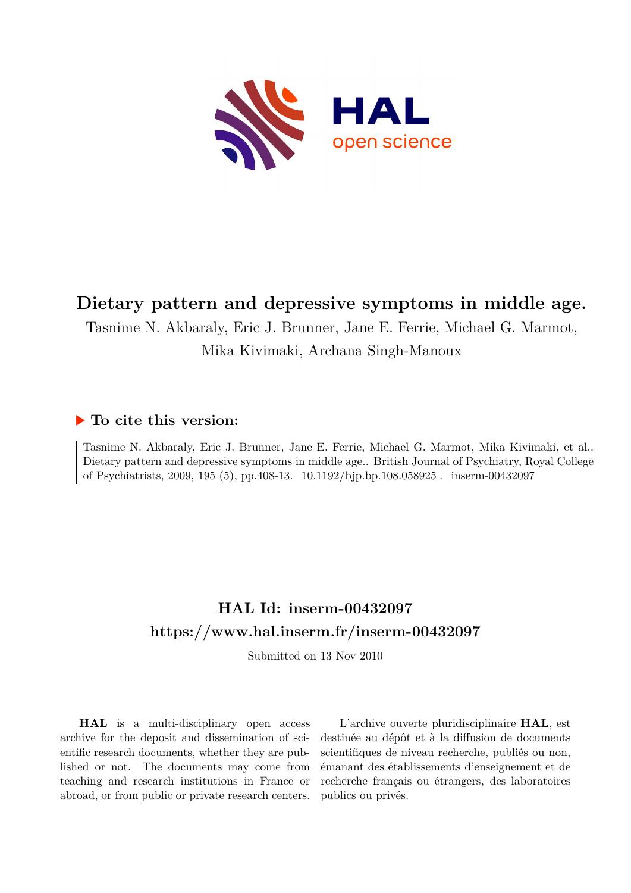# Dietary pattern and depressive symptoms in middle age.

Tasnime N. Akbaraly, Eric J. Brunner, Jane E. Ferrie, Michael G. Marmot, Mika Kivimaki, Archana Singh-Manoux

## ▶ To cite this version:

Tasnime N. Akbaraly, Eric J. Brunner, Jane E. Ferrie, Michael G. Marmot, Mika Kivimaki, et al.. Dietary pattern and depressive symptoms in middle age.. British Journal of Psychiatry, Royal College of Psychiatrists, 2009, 195 (5), pp.408-13. 10.1192/bjp.bp.108.058925 . inserm-00432097

## HAL Id: inserm-00432097

## https://www.hal.inserm.fr/inserm-00432097

Submitted on 13 Nov 2010

**HAL** is a multi-disciplinary open access archive for the deposit and dissemination of scientific research documents, whether they are published or not. The documents may come from teaching and research institutions in France or abroad, or from public or private research centers.

L'archive ouverte pluridisciplinaire **HAL**, est destinée au dépôt et à la diffusion de documents scientifiques de niveau recherche, publiés ou non, émanant des établissements d'enseignement et de recherche français ou étrangers, des laboratoires publics ou privés.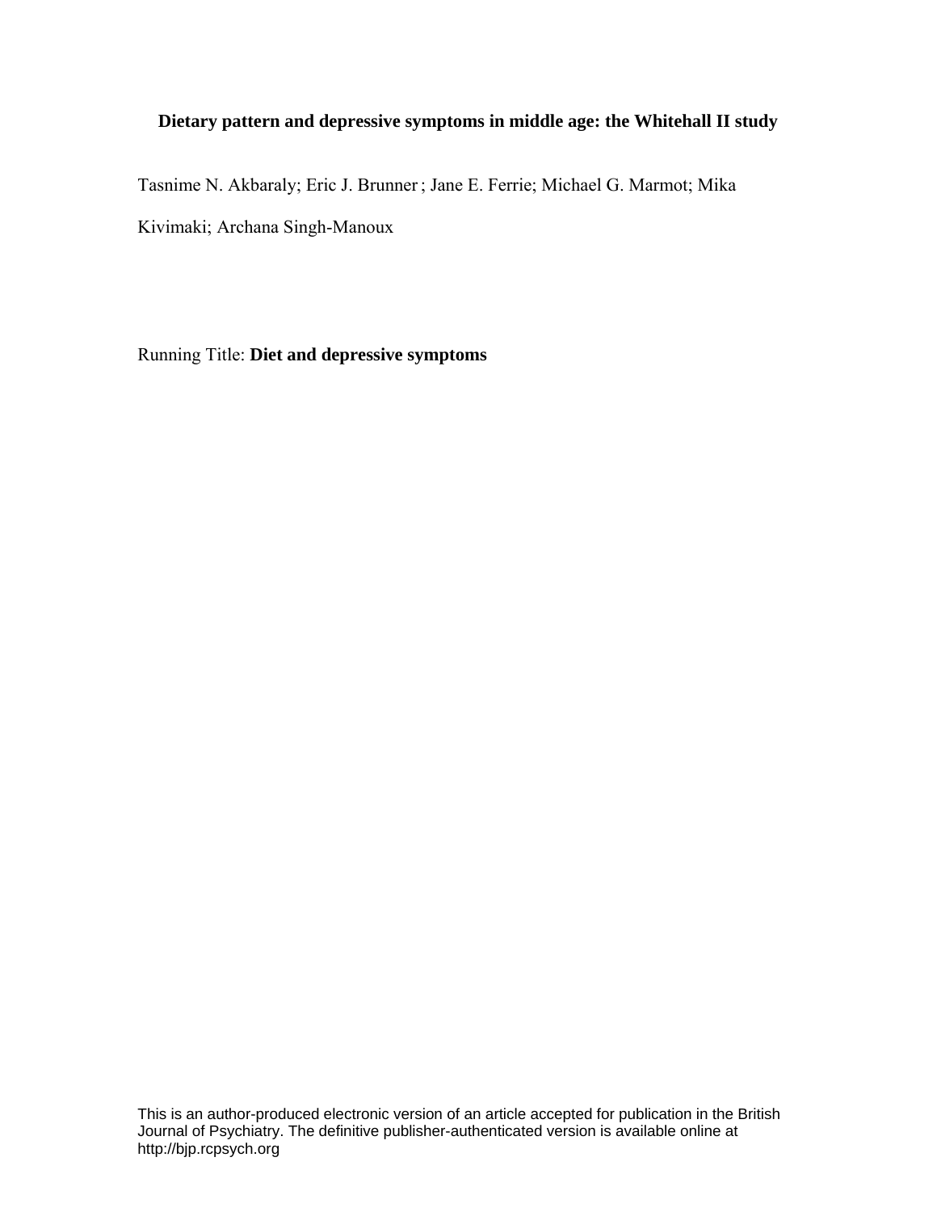**Dietary pattern and depressive symptoms in middle age: the Whitehall II study**

Tasnime N. Akbaraly; Eric J. Brunner; Jane E. Ferrie; Michael G. Marmot; Mika Kivimaki; Archana Singh-Manoux

Running Title: **Diet and depressive symptoms**

This is an author-produced electronic version of an article accepted for publication in the British Journal of Psychiatry. The definitive publisher-authenticated version is available online at http://bjp.rcpsych.org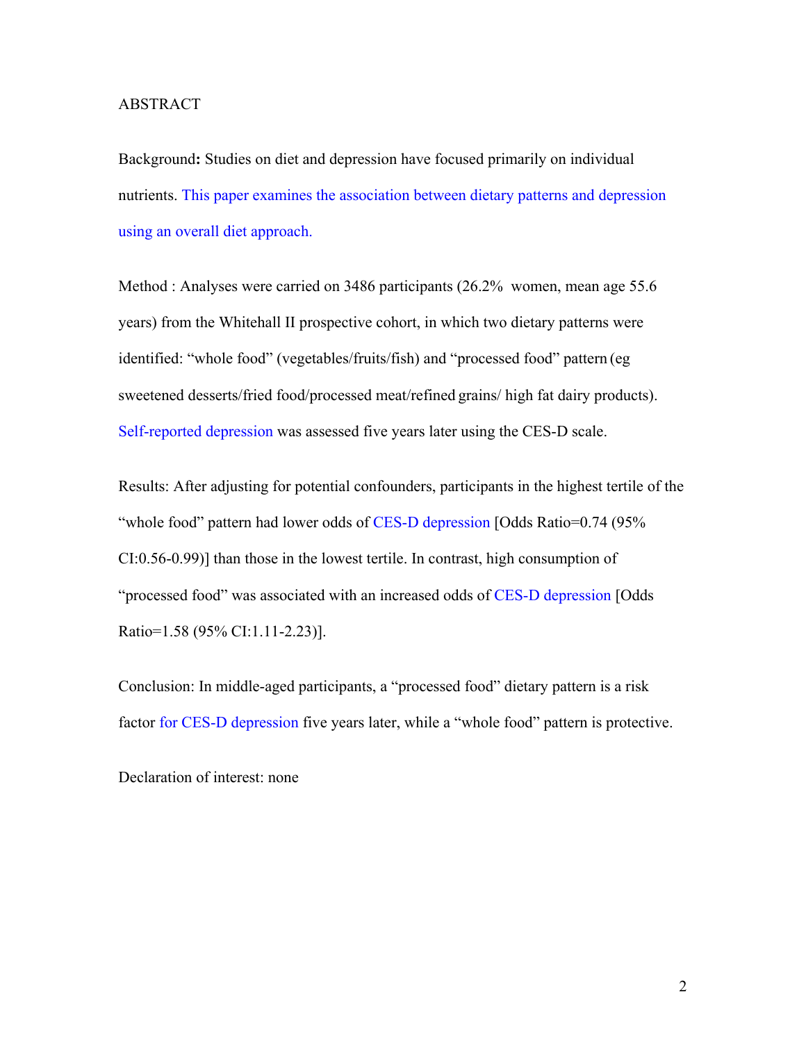ABSTRACT

Background**:** Studies on diet and depression have focused primarily on individual nutrients. This paper examines the association between dietary patterns and depression using an overall diet approach.

Method : Analyses were carried on 3486 participants (26.2% women, mean age 55.6 years) from the Whitehall II prospective cohort, in which two dietary patterns were identified: "whole food" (vegetables/fruits/fish) and "processed food" pattern (eg sweetened desserts/fried food/processed meat/refined grains/ high fat dairy products). Self-reported depression was assessed five years later using the CES-D scale.

Results: After adjusting for potential confounders, participants in the highest tertile of the "whole food" pattern had lower odds of CES-D depression [Odds Ratio=0.74 (95% CI:0.56-0.99)] than those in the lowest tertile. In contrast, high consumption of "processed food" was associated with an increased odds of CES-D depression [Odds Ratio=1.58 (95% CI:1.11-2.23)].

Conclusion: In middle-aged participants, a "processed food" dietary pattern is a risk factor for CES-D depression five years later, while a "whole food" pattern is protective.

Declaration of interest: none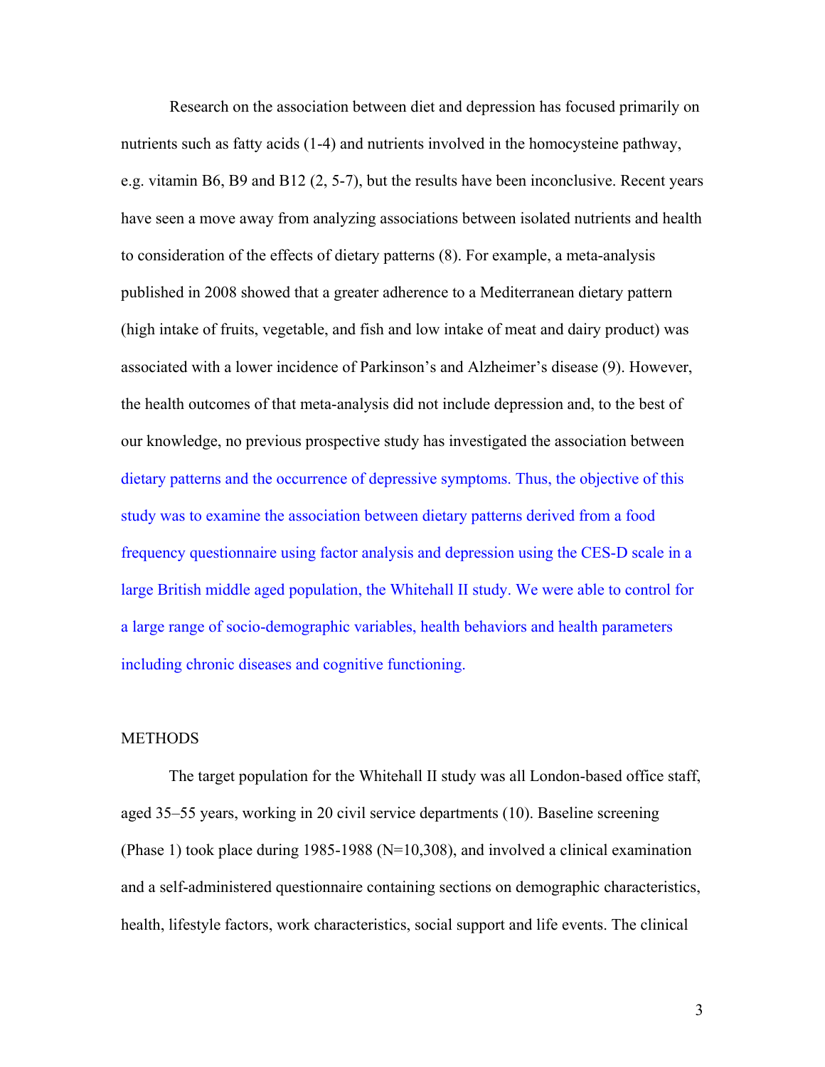Research on the association between diet and depression has focused primarily on nutrients such as fatty acids (1-4) and nutrients involved in the homocysteine pathway, e.g. vitamin B6, B9 and B12 (2, 5-7), but the results have been inconclusive. Recent years have seen a move away from analyzing associations between isolated nutrients and health to consideration of the effects of dietary patterns (8). For example, a meta-analysis published in 2008 showed that a greater adherence to a Mediterranean dietary pattern (high intake of fruits, vegetable, and fish and low intake of meat and dairy product) was associated with a lower incidence of Parkinson's and Alzheimer's disease (9). However, the health outcomes of that meta-analysis did not include depression and, to the best of our knowledge, no previous prospective study has investigated the association between dietary patterns and the occurrence of depressive symptoms. Thus, the objective of this study was to examine the association between dietary patterns derived from a food frequency questionnaire using factor analysis and depression using the CES-D scale in a large British middle aged population, the Whitehall II study. We were able to control for a large range of socio-demographic variables, health behaviors and health parameters including chronic diseases and cognitive functioning.

## METHODS

The target population for the Whitehall II study was all London-based office staff, aged 35–55 years, working in 20 civil service departments (10). Baseline screening (Phase 1) took place during 1985-1988 (N=10,308), and involved a clinical examination and a self-administered questionnaire containing sections on demographic characteristics, health, lifestyle factors, work characteristics, social support and life events. The clinical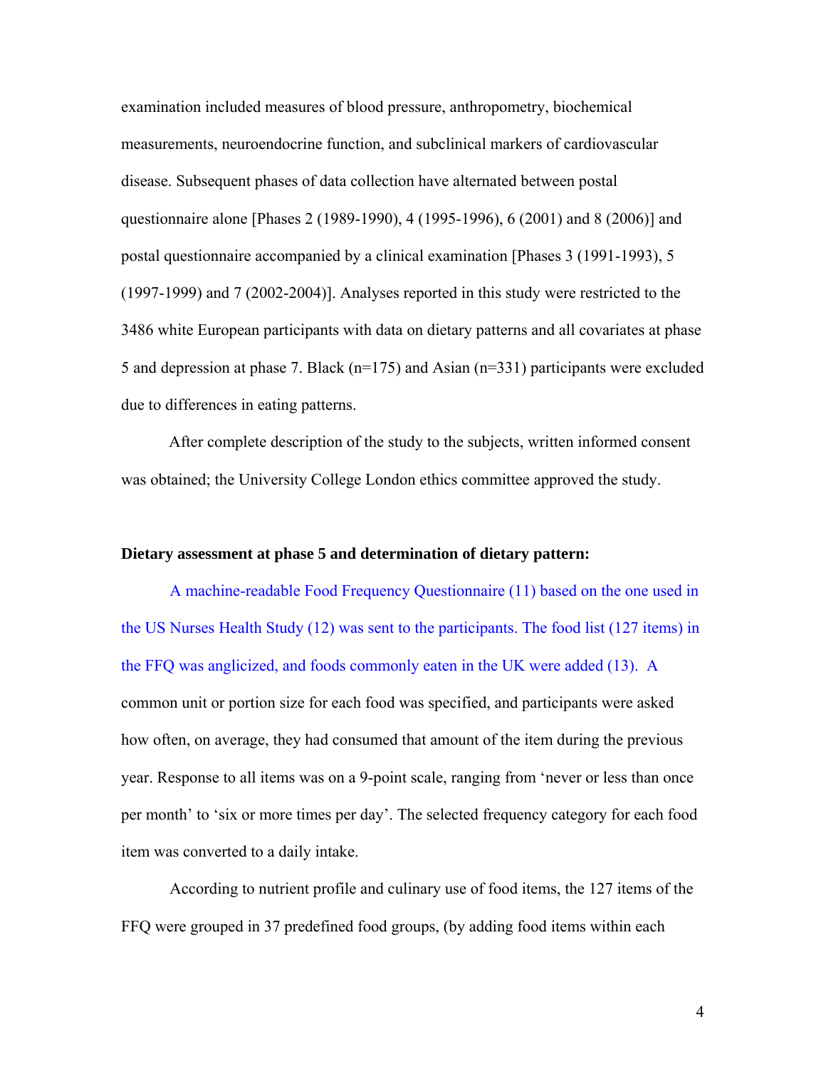examination included measures of blood pressure, anthropometry, biochemical measurements, neuroendocrine function, and subclinical markers of cardiovascular disease. Subsequent phases of data collection have alternated between postal questionnaire alone [Phases 2 (1989-1990), 4 (1995-1996), 6 (2001) and 8 (2006)] and postal questionnaire accompanied by a clinical examination [Phases 3 (1991-1993), 5 (1997-1999) and 7 (2002-2004)]. Analyses reported in this study were restricted to the 3486 white European participants with data on dietary patterns and all covariates at phase 5 and depression at phase 7. Black (n=175) and Asian (n=331) participants were excluded due to differences in eating patterns.

After complete description of the study to the subjects, written informed consent was obtained; the University College London ethics committee approved the study.

**Dietary assessment at phase 5 and determination of dietary pattern:**

A machine-readable Food Frequency Questionnaire (11) based on the one used in the US Nurses Health Study (12) was sent to the participants. The food list (127 items) in the FFQ was anglicized, and foods commonly eaten in the UK were added (13). A common unit or portion size for each food was specified, and participants were asked how often, on average, they had consumed that amount of the item during the previous year. Response to all items was on a 9-point scale, ranging from 'never or less than once per month' to 'six or more times per day'. The selected frequency category for each food item was converted to a daily intake.

According to nutrient profile and culinary use of food items, the 127 items of the FFQ were grouped in 37 predefined food groups, (by adding food items within each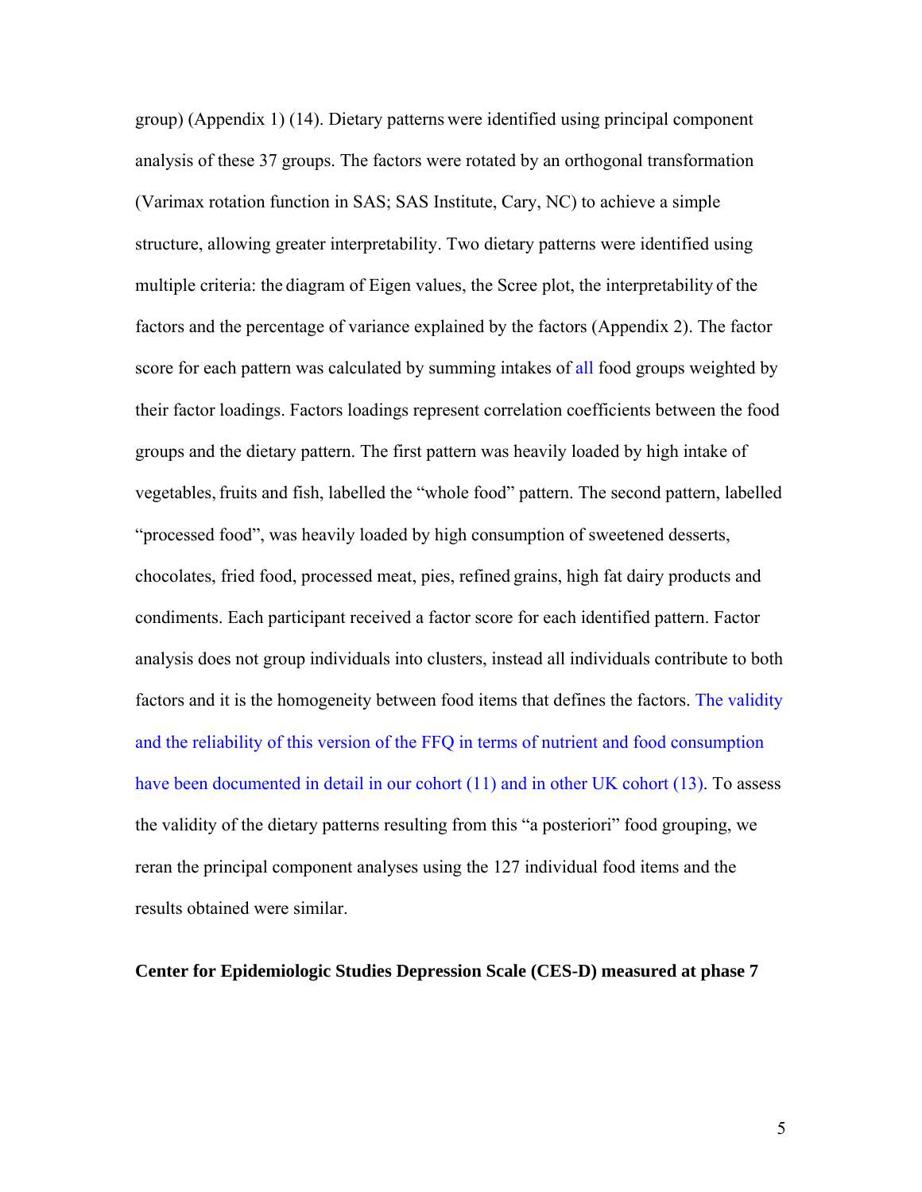group) (Appendix 1) (14). Dietary patterns were identified using principal component analysis of these 37 groups. The factors were rotated by an orthogonal transformation (Varimax rotation function in SAS; SAS Institute, Cary, NC) to achieve a simple structure, allowing greater interpretability. Two dietary patterns were identified using multiple criteria: the diagram of Eigen values, the Scree plot, the interpretability of the factors and the percentage of variance explained by the factors (Appendix 2). The factor score for each pattern was calculated by summing intakes of all food groups weighted by their factor loadings. Factors loadings represent correlation coefficients between the food groups and the dietary pattern. The first pattern was heavily loaded by high intake of vegetables, fruits and fish, labelled the "whole food" pattern. The second pattern, labelled "processed food", was heavily loaded by high consumption of sweetened desserts, chocolates, fried food, processed meat, pies, refined grains, high fat dairy products and condiments. Each participant received a factor score for each identified pattern. Factor analysis does not group individuals into clusters, instead all individuals contribute to both factors and it is the homogeneity between food items that defines the factors. The validity and the reliability of this version of the FFQ in terms of nutrient and food consumption have been documented in detail in our cohort (11) and in other UK cohort (13). To assess the validity of the dietary patterns resulting from this "a posteriori" food grouping, we reran the principal component analyses using the 127 individual food items and the results obtained were similar.

**Center for Epidemiologic Studies Depression Scale (CES-D) measured at phase 7**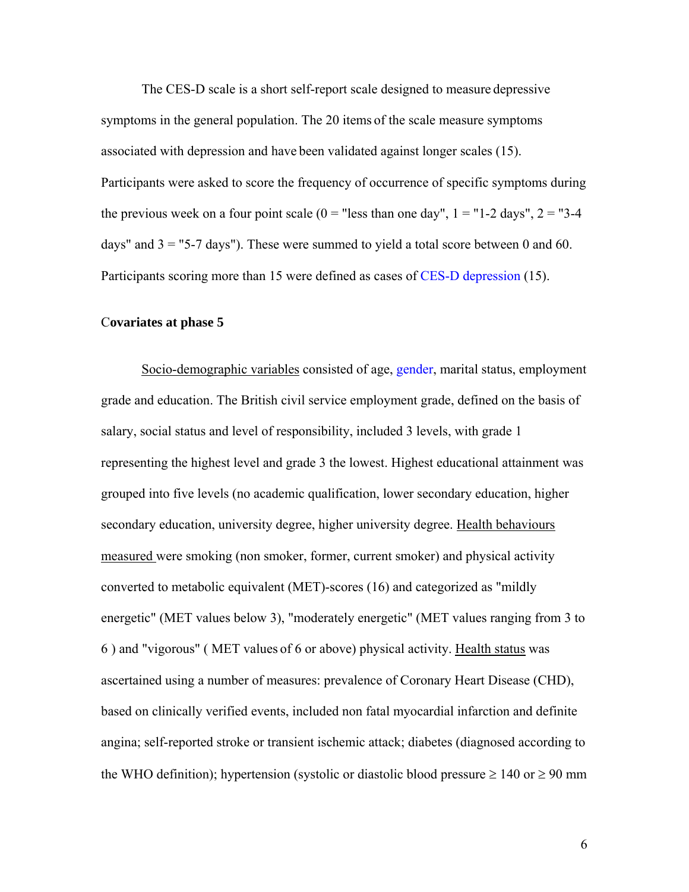The CES-D scale is a short self-report scale designed to measure depressive symptoms in the general population. The 20 items of the scale measure symptoms associated with depression and have been validated against longer scales (15). Participants were asked to score the frequency of occurrence of specific symptoms during the previous week on a four point scale (0 = "less than one day", 1 = "1-2 days", 2 = "3-4 days" and 3 = "5-7 days"). These were summed to yield a total score between 0 and 60. Participants scoring more than 15 were defined as cases of CES-D depression (15).

**Covariates at phase 5**

Socio-demographic variables consisted of age, gender, marital status, employment grade and education. The British civil service employment grade, defined on the basis of salary, social status and level of responsibility, included 3 levels, with grade 1 representing the highest level and grade 3 the lowest. Highest educational attainment was grouped into five levels (no academic qualification, lower secondary education, higher secondary education, university degree, higher university degree. Health behaviours measured were smoking (non smoker, former, current smoker) and physical activity converted to metabolic equivalent (MET)-scores (16) and categorized as "mildly energetic" (MET values below 3), "moderately energetic" (MET values ranging from 3 to 6 ) and "vigorous" ( MET values of 6 or above) physical activity. Health status was ascertained using a number of measures: prevalence of Coronary Heart Disease (CHD), based on clinically verified events, included non fatal myocardial infarction and definite angina; self-reported stroke or transient ischemic attack; diabetes (diagnosed according to the WHO definition); hypertension (systolic or diastolic blood pressure ≥ 140 or ≥ 90 mm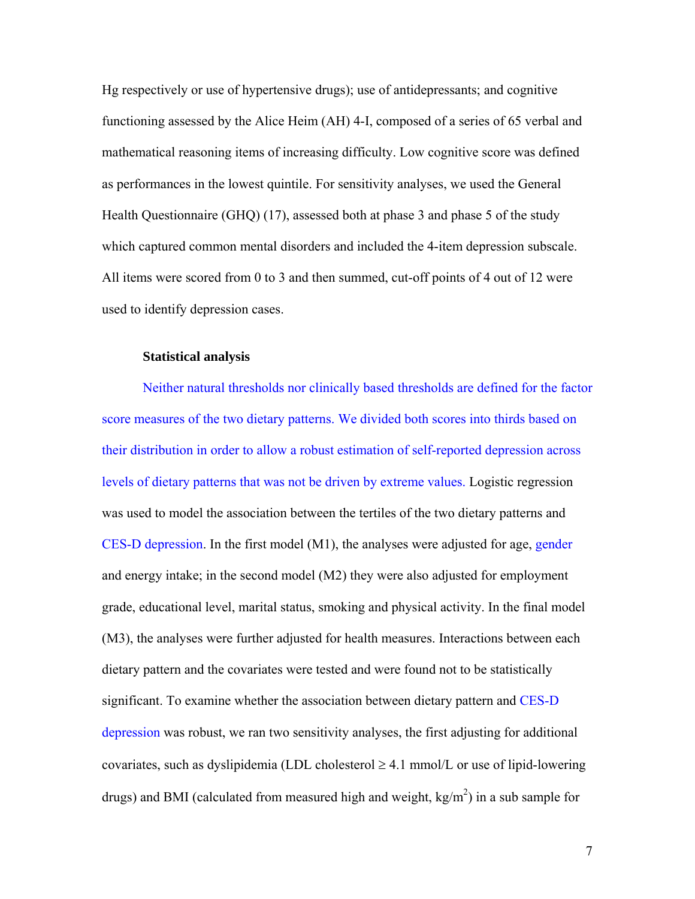Hg respectively or use of hypertensive drugs); use of antidepressants; and cognitive functioning assessed by the Alice Heim (AH) 4-I, composed of a series of 65 verbal and mathematical reasoning items of increasing difficulty. Low cognitive score was defined as performances in the lowest quintile. For sensitivity analyses, we used the General Health Questionnaire (GHQ) (17), assessed both at phase 3 and phase 5 of the study which captured common mental disorders and included the 4-item depression subscale. All items were scored from 0 to 3 and then summed, cut-off points of 4 out of 12 were used to identify depression cases.

### Statistical analysis

Neither natural thresholds nor clinically based thresholds are defined for the factor score measures of the two dietary patterns. We divided both scores into thirds based on their distribution in order to allow a robust estimation of self-reported depression across levels of dietary patterns that was not be driven by extreme values. Logistic regression was used to model the association between the tertiles of the two dietary patterns and CES-D depression. In the first model (M1), the analyses were adjusted for age, gender and energy intake; in the second model (M2) they were also adjusted for employment grade, educational level, marital status, smoking and physical activity. In the final model (M3), the analyses were further adjusted for health measures. Interactions between each dietary pattern and the covariates were tested and were found not to be statistically significant. To examine whether the association between dietary pattern and CES-D depression was robust, we ran two sensitivity analyses, the first adjusting for additional covariates, such as dyslipidemia (LDL cholesterol ≥ 4.1 mmol/L or use of lipid-lowering drugs) and BMI (calculated from measured high and weight, $kg/m^2$) in a sub sample for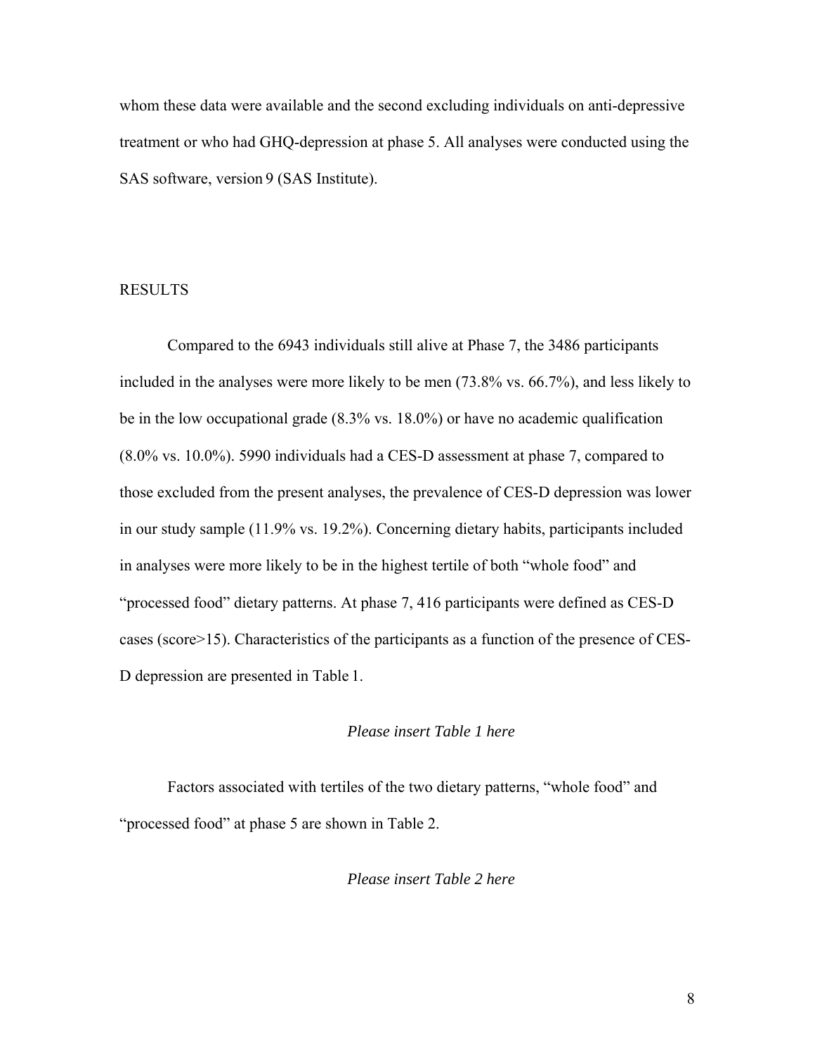whom these data were available and the second excluding individuals on anti-depressive treatment or who had GHQ-depression at phase 5. All analyses were conducted using the SAS software, version 9 (SAS Institute).

## RESULTS

Compared to the 6943 individuals still alive at Phase 7, the 3486 participants included in the analyses were more likely to be men (73.8% vs. 66.7%), and less likely to be in the low occupational grade (8.3% vs. 18.0%) or have no academic qualification (8.0% vs. 10.0%). 5990 individuals had a CES-D assessment at phase 7, compared to those excluded from the present analyses, the prevalence of CES-D depression was lower in our study sample (11.9% vs. 19.2%). Concerning dietary habits, participants included in analyses were more likely to be in the highest tertile of both "whole food" and "processed food" dietary patterns. At phase 7, 416 participants were defined as CES-D cases (score>15). Characteristics of the participants as a function of the presence of CES-D depression are presented in Table 1.

*Please insert Table 1 here*

Factors associated with tertiles of the two dietary patterns, "whole food" and "processed food" at phase 5 are shown in Table 2.

*Please insert Table 2 here*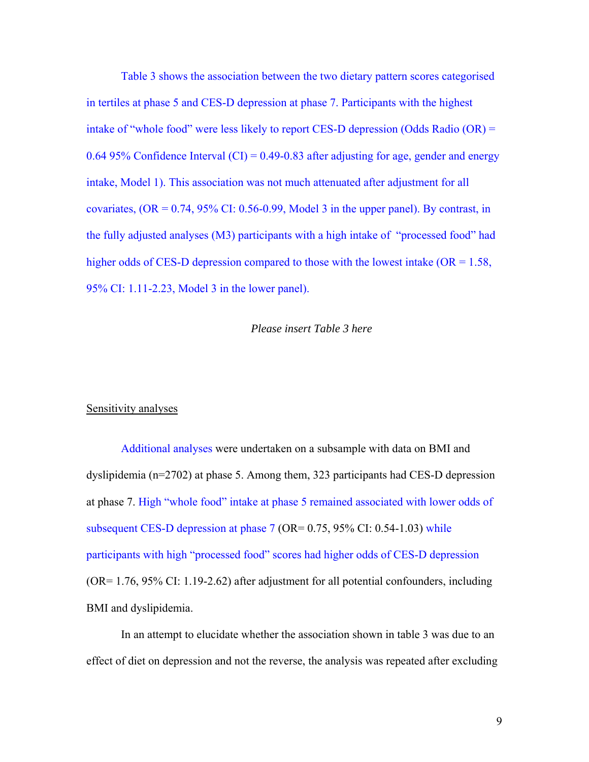Table 3 shows the association between the two dietary pattern scores categorised in tertiles at phase 5 and CES-D depression at phase 7. Participants with the highest intake of "whole food" were less likely to report CES-D depression (Odds Radio (OR) = 0.64 95% Confidence Interval (CI) = 0.49-0.83 after adjusting for age, gender and energy intake, Model 1). This association was not much attenuated after adjustment for all covariates, (OR = 0.74, 95% CI: 0.56-0.99, Model 3 in the upper panel). By contrast, in the fully adjusted analyses (M3) participants with a high intake of "processed food" had higher odds of CES-D depression compared to those with the lowest intake (OR = 1.58, 95% CI: 1.11-2.23, Model 3 in the lower panel).

*Please insert Table 3 here*

<u>Sensitivity analyses</u>

Additional analyses were undertaken on a subsample with data on BMI and dyslipidemia (n=2702) at phase 5. Among them, 323 participants had CES-D depression at phase 7. High "whole food" intake at phase 5 remained associated with lower odds of subsequent CES-D depression at phase 7 (OR= 0.75, 95% CI: 0.54-1.03) while participants with high "processed food" scores had higher odds of CES-D depression (OR= 1.76, 95% CI: 1.19-2.62) after adjustment for all potential confounders, including BMI and dyslipidemia.

In an attempt to elucidate whether the association shown in table 3 was due to an effect of diet on depression and not the reverse, the analysis was repeated after excluding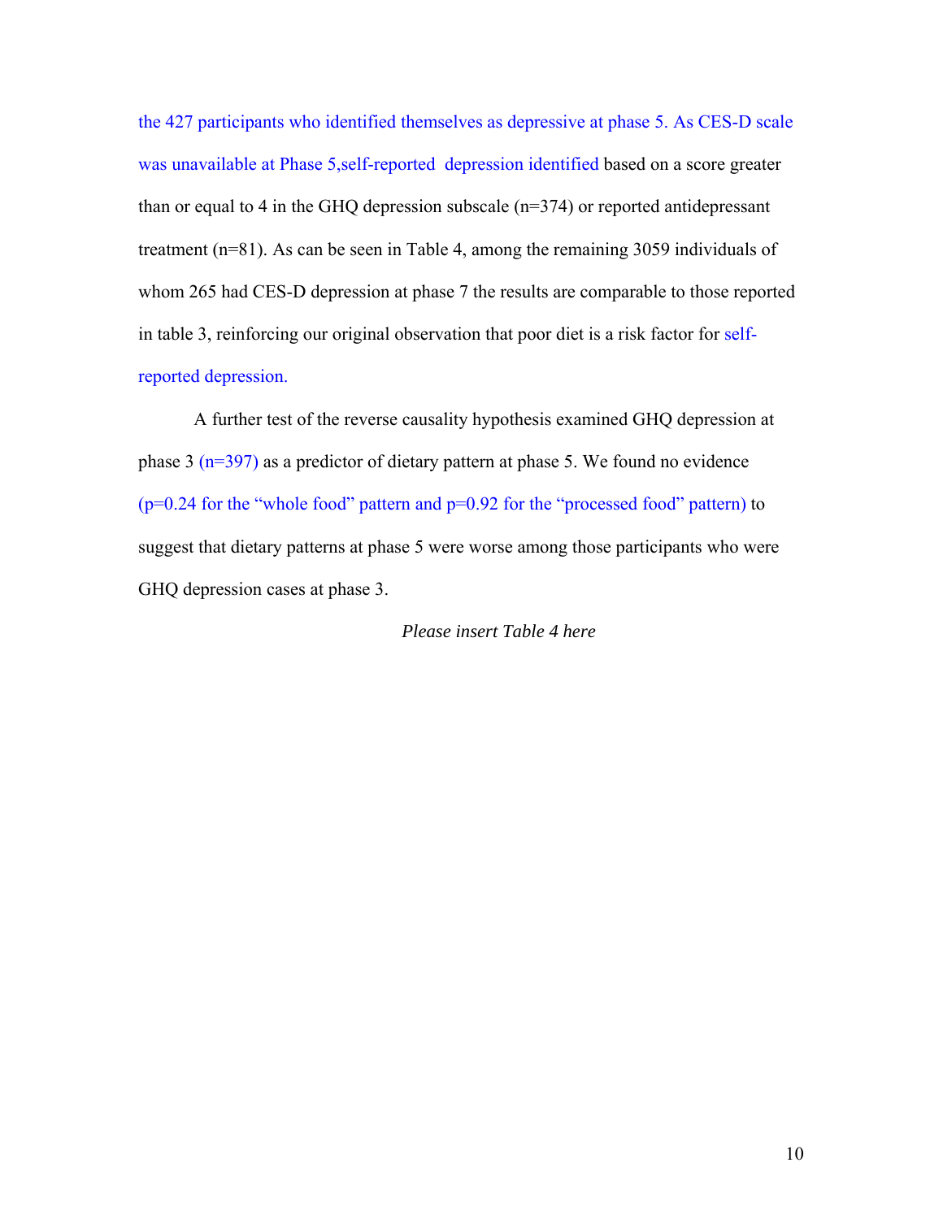the 427 participants who identified themselves as depressive at phase 5. As CES-D scale was unavailable at Phase 5,self-reported depression identified based on a score greater than or equal to 4 in the GHQ depression subscale (n=374) or reported antidepressant treatment (n=81). As can be seen in Table 4, among the remaining 3059 individuals of whom 265 had CES-D depression at phase 7 the results are comparable to those reported in table 3, reinforcing our original observation that poor diet is a risk factor for self-reported depression.

A further test of the reverse causality hypothesis examined GHQ depression at phase 3 (n=397) as a predictor of dietary pattern at phase 5. We found no evidence (p=0.24 for the "whole food" pattern and p=0.92 for the "processed food" pattern) to suggest that dietary patterns at phase 5 were worse among those participants who were GHQ depression cases at phase 3.

*Please insert Table 4 here*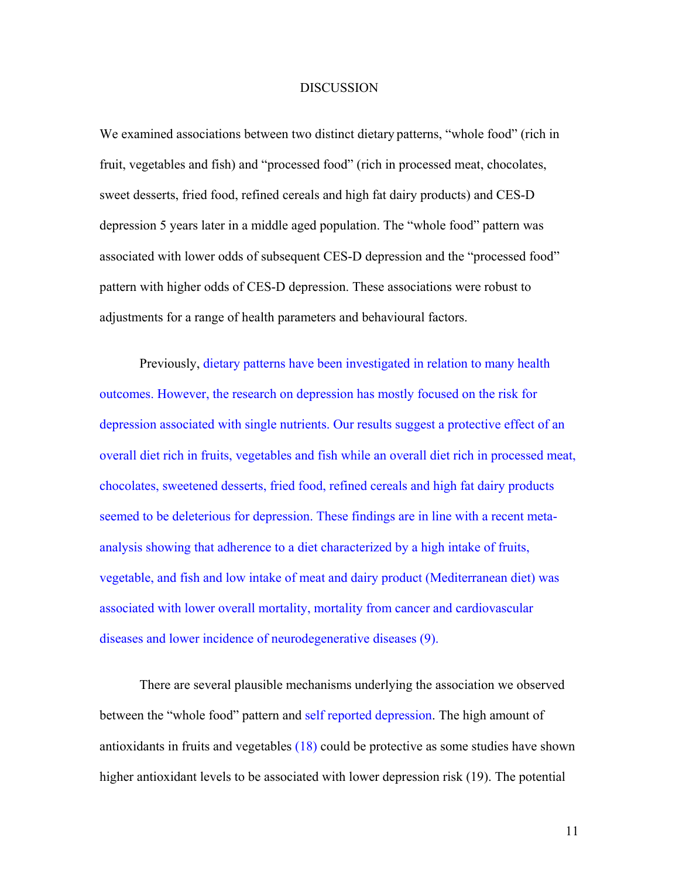## DISCUSSION

We examined associations between two distinct dietary patterns, "whole food" (rich in fruit, vegetables and fish) and "processed food" (rich in processed meat, chocolates, sweet desserts, fried food, refined cereals and high fat dairy products) and CES-D depression 5 years later in a middle aged population. The "whole food" pattern was associated with lower odds of subsequent CES-D depression and the "processed food" pattern with higher odds of CES-D depression. These associations were robust to adjustments for a range of health parameters and behavioural factors.

Previously, dietary patterns have been investigated in relation to many health outcomes. However, the research on depression has mostly focused on the risk for depression associated with single nutrients. Our results suggest a protective effect of an overall diet rich in fruits, vegetables and fish while an overall diet rich in processed meat, chocolates, sweetened desserts, fried food, refined cereals and high fat dairy products seemed to be deleterious for depression. These findings are in line with a recent meta-analysis showing that adherence to a diet characterized by a high intake of fruits, vegetable, and fish and low intake of meat and dairy product (Mediterranean diet) was associated with lower overall mortality, mortality from cancer and cardiovascular diseases and lower incidence of neurodegenerative diseases (9).

There are several plausible mechanisms underlying the association we observed between the "whole food" pattern and self reported depression. The high amount of antioxidants in fruits and vegetables (18) could be protective as some studies have shown higher antioxidant levels to be associated with lower depression risk (19). The potential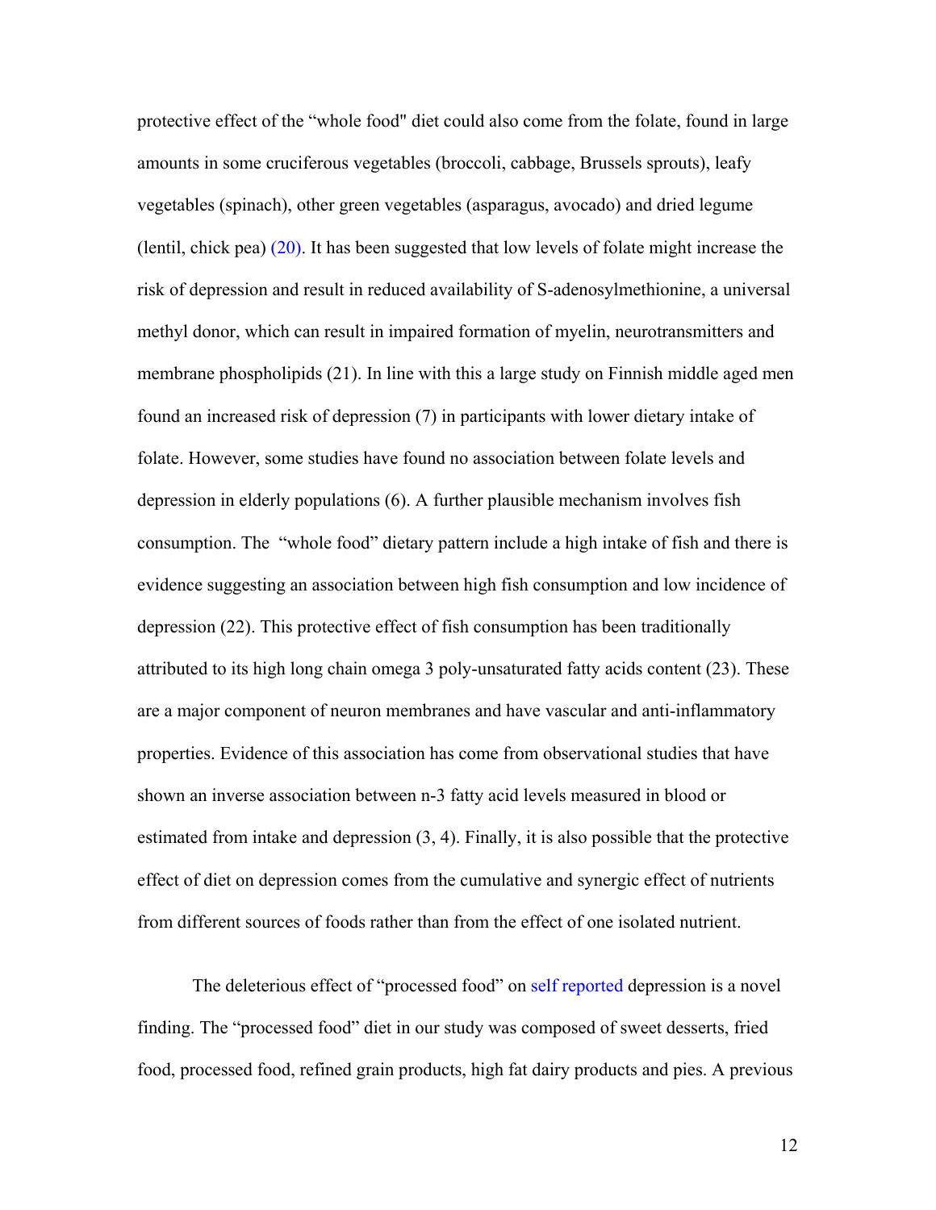protective effect of the “whole food" diet could also come from the folate, found in large amounts in some cruciferous vegetables (broccoli, cabbage, Brussels sprouts), leafy vegetables (spinach), other green vegetables (asparagus, avocado) and dried legume (lentil, chick pea) (20). It has been suggested that low levels of folate might increase the risk of depression and result in reduced availability of S-adenosylmethionine, a universal methyl donor, which can result in impaired formation of myelin, neurotransmitters and membrane phospholipids (21). In line with this a large study on Finnish middle aged men found an increased risk of depression (7) in participants with lower dietary intake of folate. However, some studies have found no association between folate levels and depression in elderly populations (6). A further plausible mechanism involves fish consumption. The “whole food” dietary pattern include a high intake of fish and there is evidence suggesting an association between high fish consumption and low incidence of depression (22). This protective effect of fish consumption has been traditionally attributed to its high long chain omega 3 poly-unsaturated fatty acids content (23). These are a major component of neuron membranes and have vascular and anti-inflammatory properties. Evidence of this association has come from observational studies that have shown an inverse association between n-3 fatty acid levels measured in blood or estimated from intake and depression (3, 4). Finally, it is also possible that the protective effect of diet on depression comes from the cumulative and synergic effect of nutrients from different sources of foods rather than from the effect of one isolated nutrient.

The deleterious effect of “processed food” on self reported depression is a novel finding. The “processed food” diet in our study was composed of sweet desserts, fried food, processed food, refined grain products, high fat dairy products and pies. A previous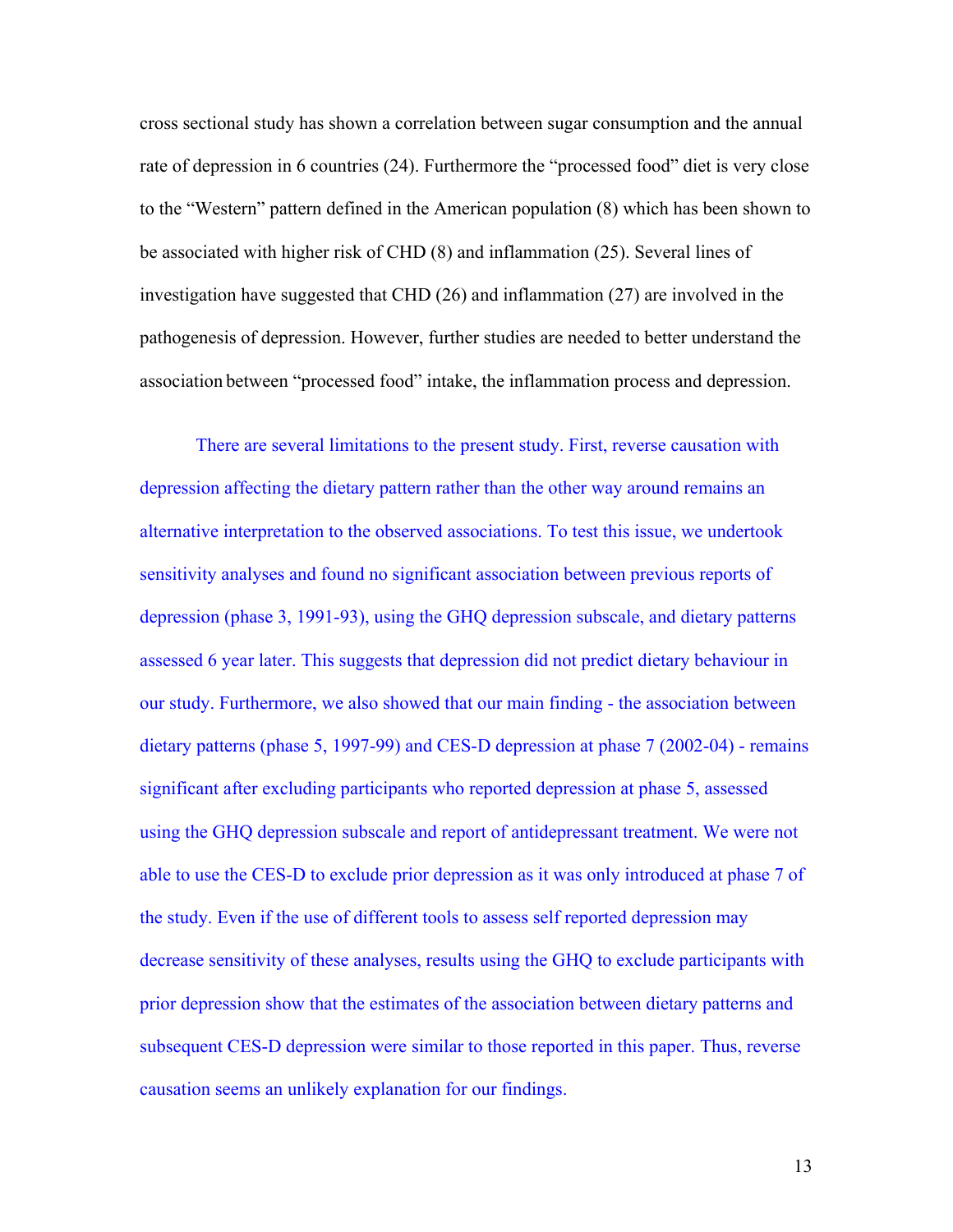cross sectional study has shown a correlation between sugar consumption and the annual rate of depression in 6 countries (24). Furthermore the "processed food" diet is very close to the "Western" pattern defined in the American population (8) which has been shown to be associated with higher risk of CHD (8) and inflammation (25). Several lines of investigation have suggested that CHD (26) and inflammation (27) are involved in the pathogenesis of depression. However, further studies are needed to better understand the association between "processed food" intake, the inflammation process and depression.

There are several limitations to the present study. First, reverse causation with depression affecting the dietary pattern rather than the other way around remains an alternative interpretation to the observed associations. To test this issue, we undertook sensitivity analyses and found no significant association between previous reports of depression (phase 3, 1991-93), using the GHQ depression subscale, and dietary patterns assessed 6 year later. This suggests that depression did not predict dietary behaviour in our study. Furthermore, we also showed that our main finding - the association between dietary patterns (phase 5, 1997-99) and CES-D depression at phase 7 (2002-04) - remains significant after excluding participants who reported depression at phase 5, assessed using the GHQ depression subscale and report of antidepressant treatment. We were not able to use the CES-D to exclude prior depression as it was only introduced at phase 7 of the study. Even if the use of different tools to assess self reported depression may decrease sensitivity of these analyses, results using the GHQ to exclude participants with prior depression show that the estimates of the association between dietary patterns and subsequent CES-D depression were similar to those reported in this paper. Thus, reverse causation seems an unlikely explanation for our findings.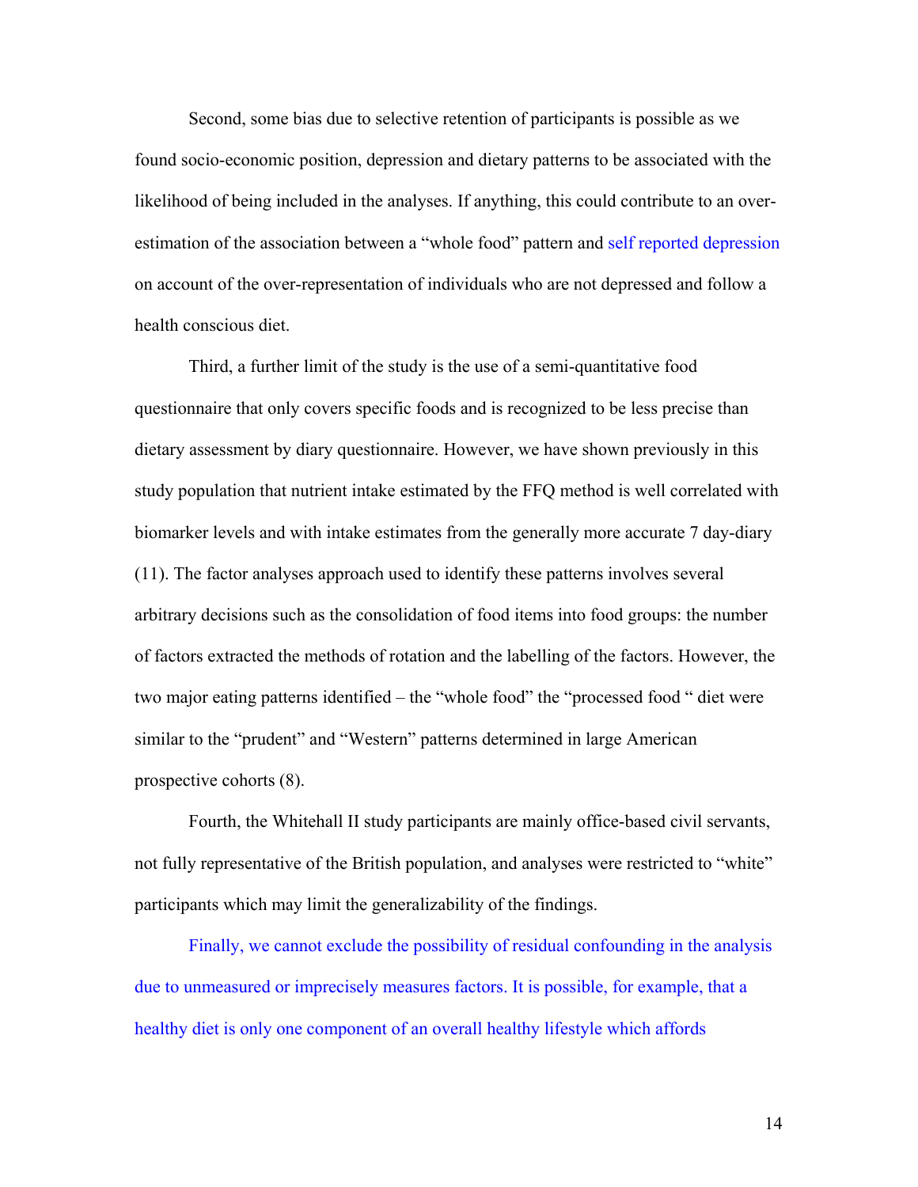Second, some bias due to selective retention of participants is possible as we found socio-economic position, depression and dietary patterns to be associated with the likelihood of being included in the analyses. If anything, this could contribute to an over-estimation of the association between a "whole food" pattern and self reported depression on account of the over-representation of individuals who are not depressed and follow a health conscious diet.

Third, a further limit of the study is the use of a semi-quantitative food questionnaire that only covers specific foods and is recognized to be less precise than dietary assessment by diary questionnaire. However, we have shown previously in this study population that nutrient intake estimated by the FFQ method is well correlated with biomarker levels and with intake estimates from the generally more accurate 7 day-diary (11). The factor analyses approach used to identify these patterns involves several arbitrary decisions such as the consolidation of food items into food groups: the number of factors extracted the methods of rotation and the labelling of the factors. However, the two major eating patterns identified – the "whole food" the "processed food " diet were similar to the "prudent" and "Western" patterns determined in large American prospective cohorts (8).

Fourth, the Whitehall II study participants are mainly office-based civil servants, not fully representative of the British population, and analyses were restricted to "white" participants which may limit the generalizability of the findings.

Finally, we cannot exclude the possibility of residual confounding in the analysis due to unmeasured or imprecisely measures factors. It is possible, for example, that a healthy diet is only one component of an overall healthy lifestyle which affords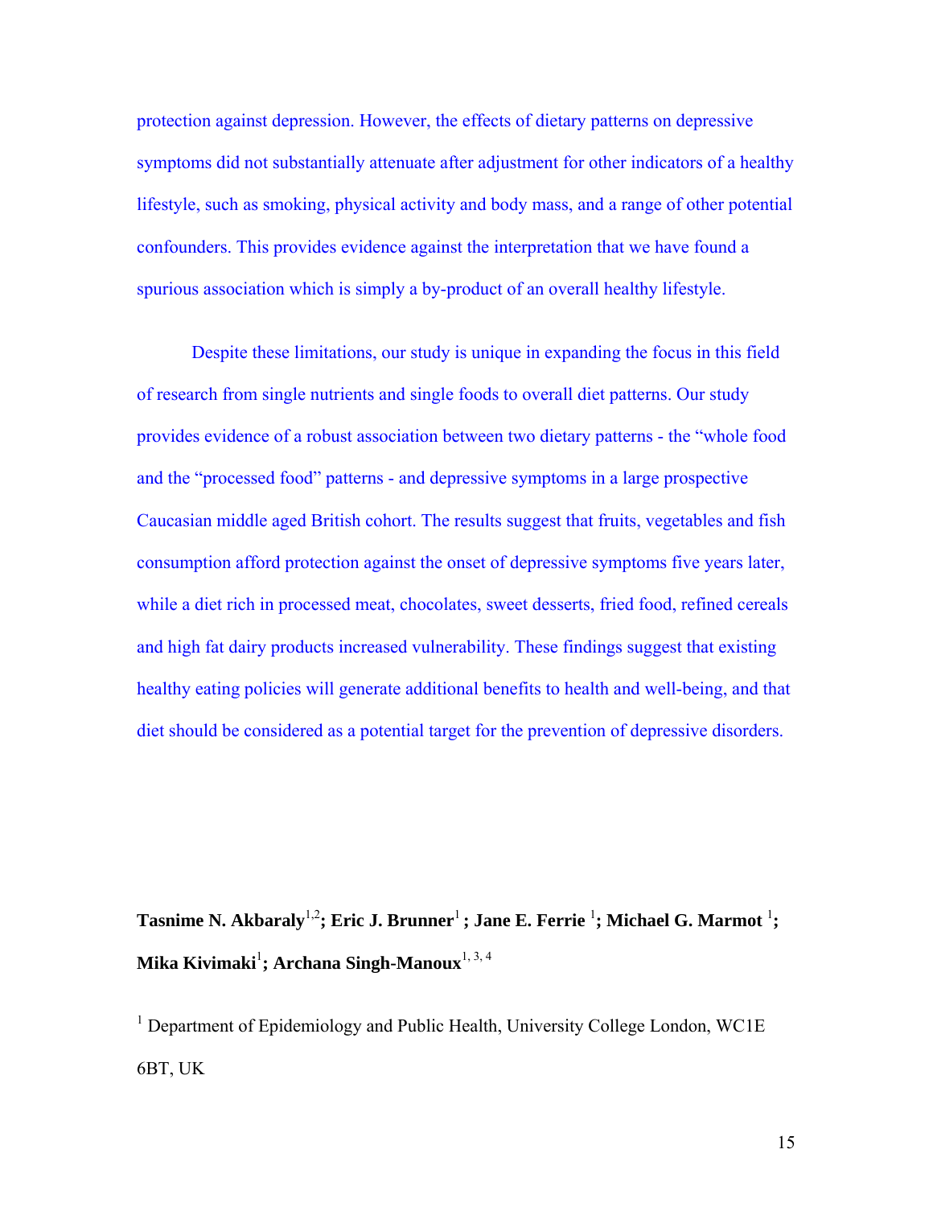protection against depression. However, the effects of dietary patterns on depressive symptoms did not substantially attenuate after adjustment for other indicators of a healthy lifestyle, such as smoking, physical activity and body mass, and a range of other potential confounders. This provides evidence against the interpretation that we have found a spurious association which is simply a by-product of an overall healthy lifestyle.

Despite these limitations, our study is unique in expanding the focus in this field of research from single nutrients and single foods to overall diet patterns. Our study provides evidence of a robust association between two dietary patterns - the "whole food and the "processed food" patterns - and depressive symptoms in a large prospective Caucasian middle aged British cohort. The results suggest that fruits, vegetables and fish consumption afford protection against the onset of depressive symptoms five years later, while a diet rich in processed meat, chocolates, sweet desserts, fried food, refined cereals and high fat dairy products increased vulnerability. These findings suggest that existing healthy eating policies will generate additional benefits to health and well-being, and that diet should be considered as a potential target for the prevention of depressive disorders.

**Tasnime N. Akbaraly**[1,2]**; Eric J. Brunner**[1] **; Jane E. Ferrie** [1]**; Michael G. Marmot** [1]**; Mika Kivimaki**[1]**; Archana Singh-Manoux**[1, 3, 4]

[1] Department of Epidemiology and Public Health, University College London, WC1E 6BT, UK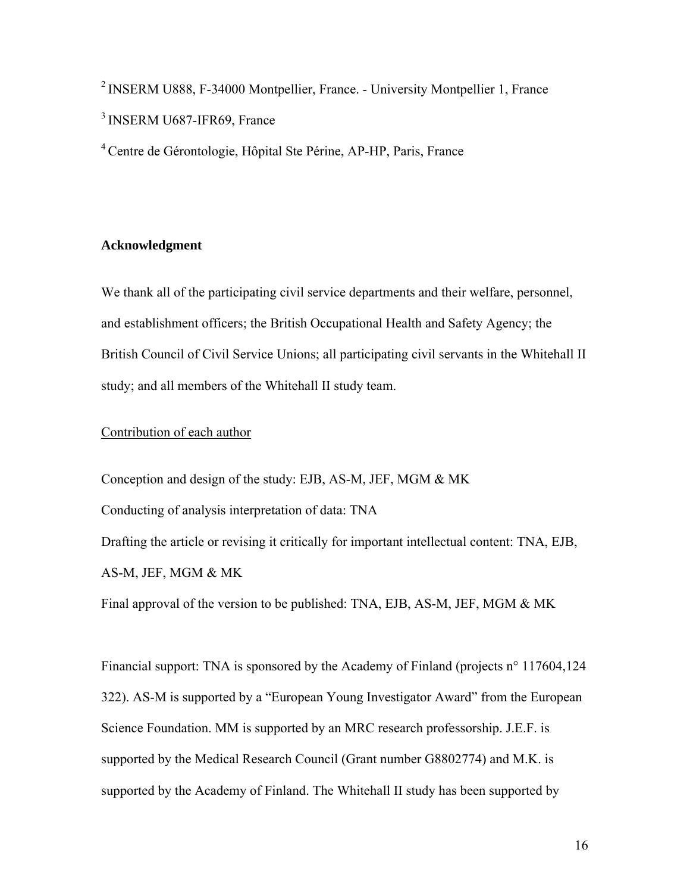[2] INSERM U888, F-34000 Montpellier, France. - University Montpellier 1, France

[3] INSERM U687-IFR69, France

[4] Centre de Gérontologie, Hôpital Ste Périne, AP-HP, Paris, France

**Acknowledgment**

We thank all of the participating civil service departments and their welfare, personnel, and establishment officers; the British Occupational Health and Safety Agency; the British Council of Civil Service Unions; all participating civil servants in the Whitehall II study; and all members of the Whitehall II study team.

Contribution of each author

Conception and design of the study: EJB, AS-M, JEF, MGM & MK

Conducting of analysis interpretation of data: TNA

Drafting the article or revising it critically for important intellectual content: TNA, EJB, AS-M, JEF, MGM & MK

Final approval of the version to be published: TNA, EJB, AS-M, JEF, MGM & MK

Financial support: TNA is sponsored by the Academy of Finland (projects n° 117604,124 322). AS-M is supported by a "European Young Investigator Award" from the European Science Foundation. MM is supported by an MRC research professorship. J.E.F. is supported by the Medical Research Council (Grant number G8802774) and M.K. is supported by the Academy of Finland. The Whitehall II study has been supported by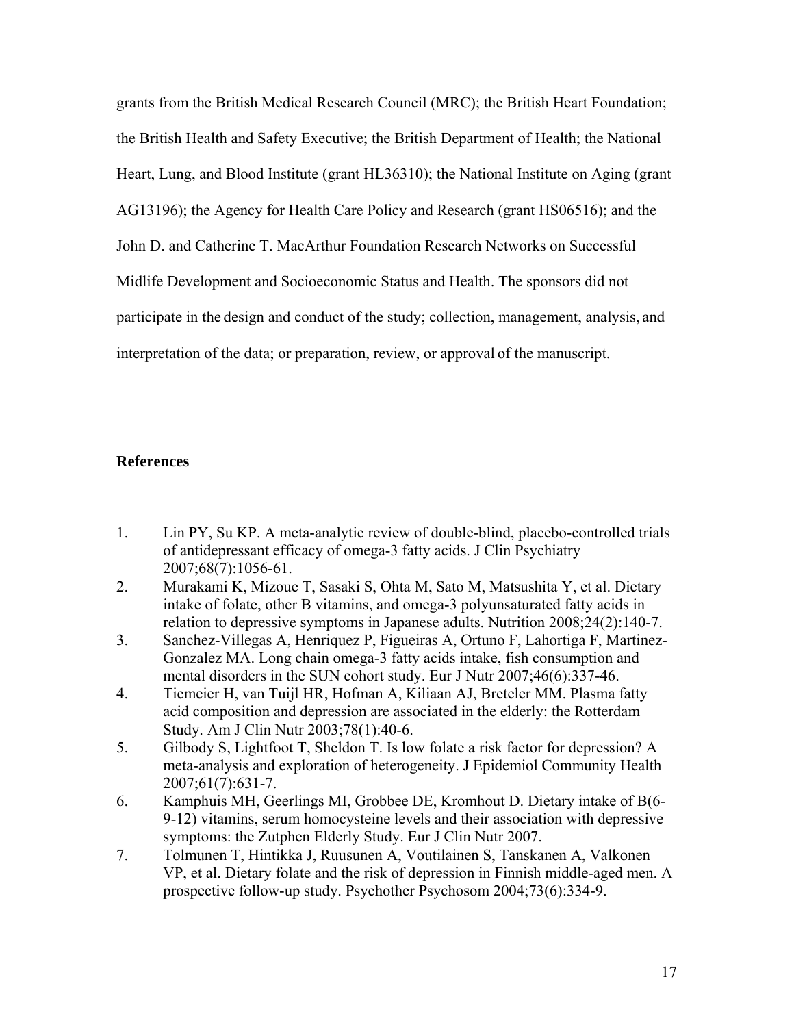grants from the British Medical Research Council (MRC); the British Heart Foundation; the British Health and Safety Executive; the British Department of Health; the National Heart, Lung, and Blood Institute (grant HL36310); the National Institute on Aging (grant AG13196); the Agency for Health Care Policy and Research (grant HS06516); and the John D. and Catherine T. MacArthur Foundation Research Networks on Successful Midlife Development and Socioeconomic Status and Health. The sponsors did not participate in the design and conduct of the study; collection, management, analysis, and interpretation of the data; or preparation, review, or approval of the manuscript.

## References

1. Lin PY, Su KP. A meta-analytic review of double-blind, placebo-controlled trials of antidepressant efficacy of omega-3 fatty acids. J Clin Psychiatry 2007;68(7):1056-61.
2. Murakami K, Mizoue T, Sasaki S, Ohta M, Sato M, Matsushita Y, et al. Dietary intake of folate, other B vitamins, and omega-3 polyunsaturated fatty acids in relation to depressive symptoms in Japanese adults. Nutrition 2008;24(2):140-7.
3. Sanchez-Villegas A, Henriquez P, Figueiras A, Ortuno F, Lahortiga F, Martinez-Gonzalez MA. Long chain omega-3 fatty acids intake, fish consumption and mental disorders in the SUN cohort study. Eur J Nutr 2007;46(6):337-46.
4. Tiemeier H, van Tuijl HR, Hofman A, Kiliaan AJ, Breteler MM. Plasma fatty acid composition and depression are associated in the elderly: the Rotterdam Study. Am J Clin Nutr 2003;78(1):40-6.
5. Gilbody S, Lightfoot T, Sheldon T. Is low folate a risk factor for depression? A meta-analysis and exploration of heterogeneity. J Epidemiol Community Health 2007;61(7):631-7.
6. Kamphuis MH, Geerlings MI, Grobbee DE, Kromhout D. Dietary intake of B(6-9-12) vitamins, serum homocysteine levels and their association with depressive symptoms: the Zutphen Elderly Study. Eur J Clin Nutr 2007.
7. Tolmunen T, Hintikka J, Ruusunen A, Voutilainen S, Tanskanen A, Valkonen VP, et al. Dietary folate and the risk of depression in Finnish middle-aged men. A prospective follow-up study. Psychother Psychosom 2004;73(6):334-9.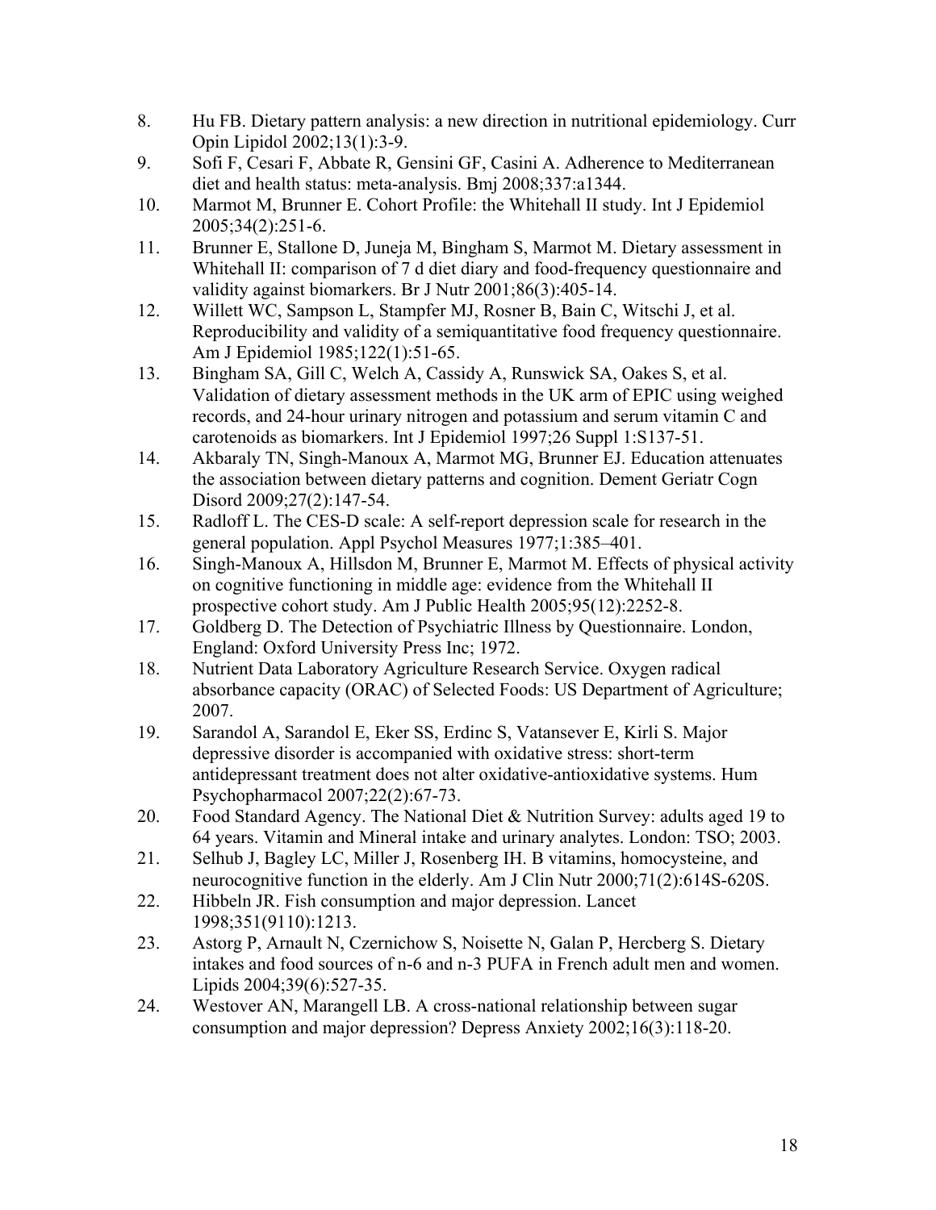8. Hu FB. Dietary pattern analysis: a new direction in nutritional epidemiology. Curr Opin Lipidol 2002;13(1):3-9.
9. Sofi F, Cesari F, Abbate R, Gensini GF, Casini A. Adherence to Mediterranean diet and health status: meta-analysis. Bmj 2008;337:a1344.
10. Marmot M, Brunner E. Cohort Profile: the Whitehall II study. Int J Epidemiol 2005;34(2):251-6.
11. Brunner E, Stallone D, Juneja M, Bingham S, Marmot M. Dietary assessment in Whitehall II: comparison of 7 d diet diary and food-frequency questionnaire and validity against biomarkers. Br J Nutr 2001;86(3):405-14.
12. Willett WC, Sampson L, Stampfer MJ, Rosner B, Bain C, Witschi J, et al. Reproducibility and validity of a semiquantitative food frequency questionnaire. Am J Epidemiol 1985;122(1):51-65.
13. Bingham SA, Gill C, Welch A, Cassidy A, Runswick SA, Oakes S, et al. Validation of dietary assessment methods in the UK arm of EPIC using weighed records, and 24-hour urinary nitrogen and potassium and serum vitamin C and carotenoids as biomarkers. Int J Epidemiol 1997;26 Suppl 1:S137-51.
14. Akbaraly TN, Singh-Manoux A, Marmot MG, Brunner EJ. Education attenuates the association between dietary patterns and cognition. Dement Geriatr Cogn Disord 2009;27(2):147-54.
15. Radloff L. The CES-D scale: A self-report depression scale for research in the general population. Appl Psychol Measures 1977;1:385–401.
16. Singh-Manoux A, Hillsdon M, Brunner E, Marmot M. Effects of physical activity on cognitive functioning in middle age: evidence from the Whitehall II prospective cohort study. Am J Public Health 2005;95(12):2252-8.
17. Goldberg D. The Detection of Psychiatric Illness by Questionnaire. London, England: Oxford University Press Inc; 1972.
18. Nutrient Data Laboratory Agriculture Research Service. Oxygen radical absorbance capacity (ORAC) of Selected Foods: US Department of Agriculture; 2007.
19. Sarandol A, Sarandol E, Eker SS, Erdinc S, Vatansever E, Kirli S. Major depressive disorder is accompanied with oxidative stress: short-term antidepressant treatment does not alter oxidative-antioxidative systems. Hum Psychopharmacol 2007;22(2):67-73.
20. Food Standard Agency. The National Diet & Nutrition Survey: adults aged 19 to 64 years. Vitamin and Mineral intake and urinary analytes. London: TSO; 2003.
21. Selhub J, Bagley LC, Miller J, Rosenberg IH. B vitamins, homocysteine, and neurocognitive function in the elderly. Am J Clin Nutr 2000;71(2):614S-620S.
22. Hibbeln JR. Fish consumption and major depression. Lancet 1998;351(9110):1213.
23. Astorg P, Arnault N, Czernichow S, Noisette N, Galan P, Hercberg S. Dietary intakes and food sources of n-6 and n-3 PUFA in French adult men and women. Lipids 2004;39(6):527-35.
24. Westover AN, Marangell LB. A cross-national relationship between sugar consumption and major depression? Depress Anxiety 2002;16(3):118-20.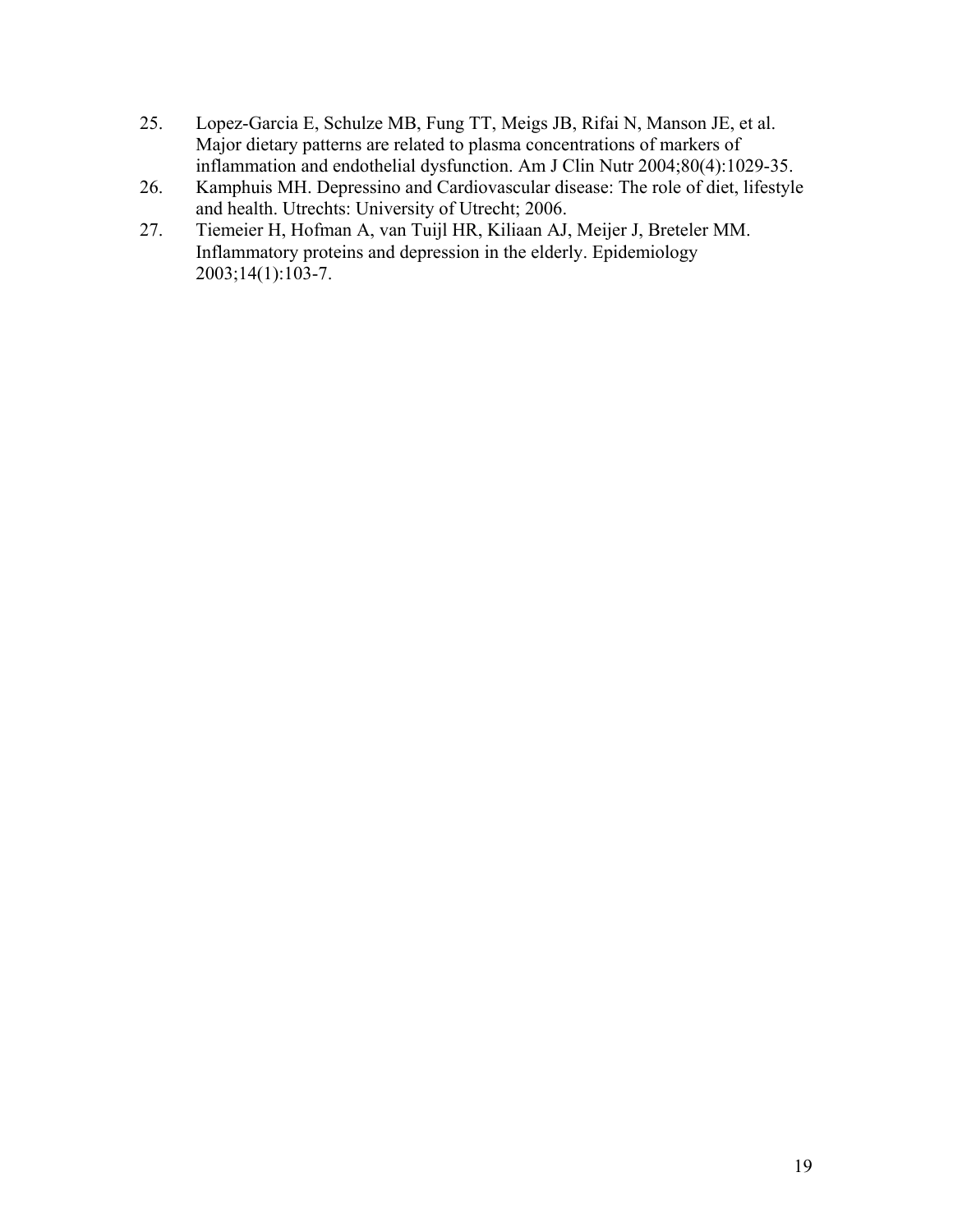25. Lopez-Garcia E, Schulze MB, Fung TT, Meigs JB, Rifai N, Manson JE, et al. Major dietary patterns are related to plasma concentrations of markers of inflammation and endothelial dysfunction. Am J Clin Nutr 2004;80(4):1029-35.
26. Kamphuis MH. Depressino and Cardiovascular disease: The role of diet, lifestyle and health. Utrechts: University of Utrecht; 2006.
27. Tiemeier H, Hofman A, van Tuijl HR, Kiliaan AJ, Meijer J, Breteler MM. Inflammatory proteins and depression in the elderly. Epidemiology 2003;14(1):103-7.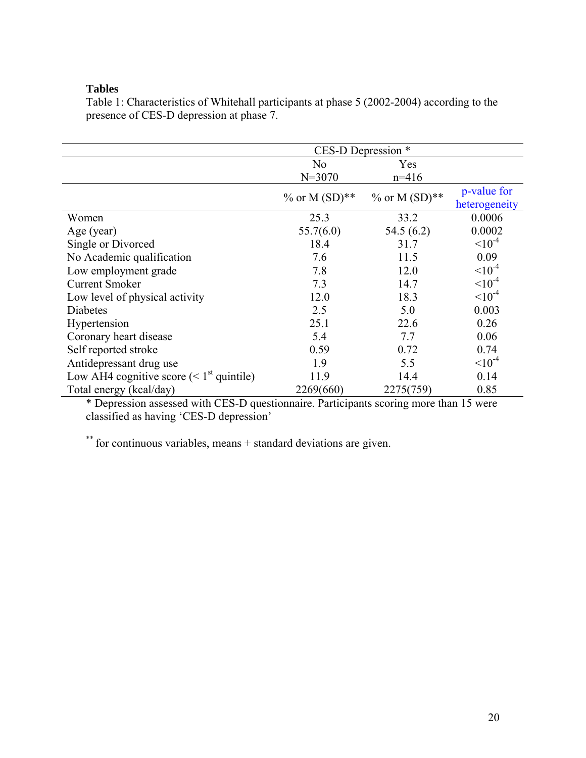**Tables**

Table 1: Characteristics of Whitehall participants at phase 5 (2002-2004) according to the presence of CES-D depression at phase 7.

| | CES-D Depression * | | |
|---|---|---|---|
| | No<br>N=3070 | Yes<br>n=416 | |
| | % or M (SD)** | % or M (SD)** | p-value for heterogeneity |
| Women | 25.3 | 33.2 | 0.0006 |
| Age (year) | 55.7(6.0) | 54.5 (6.2) | 0.0002 |
| Single or Divorced | 18.4 | 31.7 | $<10^{-4}$ |
| No Academic qualification | 7.6 | 11.5 | 0.09 |
| Low employment grade | 7.8 | 12.0 | $<10^{-4}$ |
| Current Smoker | 7.3 | 14.7 | $<10^{-4}$ |
| Low level of physical activity | 12.0 | 18.3 | $<10^{-4}$ |
| Diabetes | 2.5 | 5.0 | 0.003 |
| Hypertension | 25.1 | 22.6 | 0.26 |
| Coronary heart disease | 5.4 | 7.7 | 0.06 |
| Self reported stroke | 0.59 | 0.72 | 0.74 |
| Antidepressant drug use | 1.9 | 5.5 | $<10^{-4}$ |
| Low AH4 cognitive score (< 1st quintile) | 11.9 | 14.4 | 0.14 |
| Total energy (kcal/day) | 2269(660) | 2275(759) | 0.85 |

\* Depression assessed with CES-D questionnaire. Participants scoring more than 15 were classified as having 'CES-D depression'

\*\* for continuous variables, means + standard deviations are given.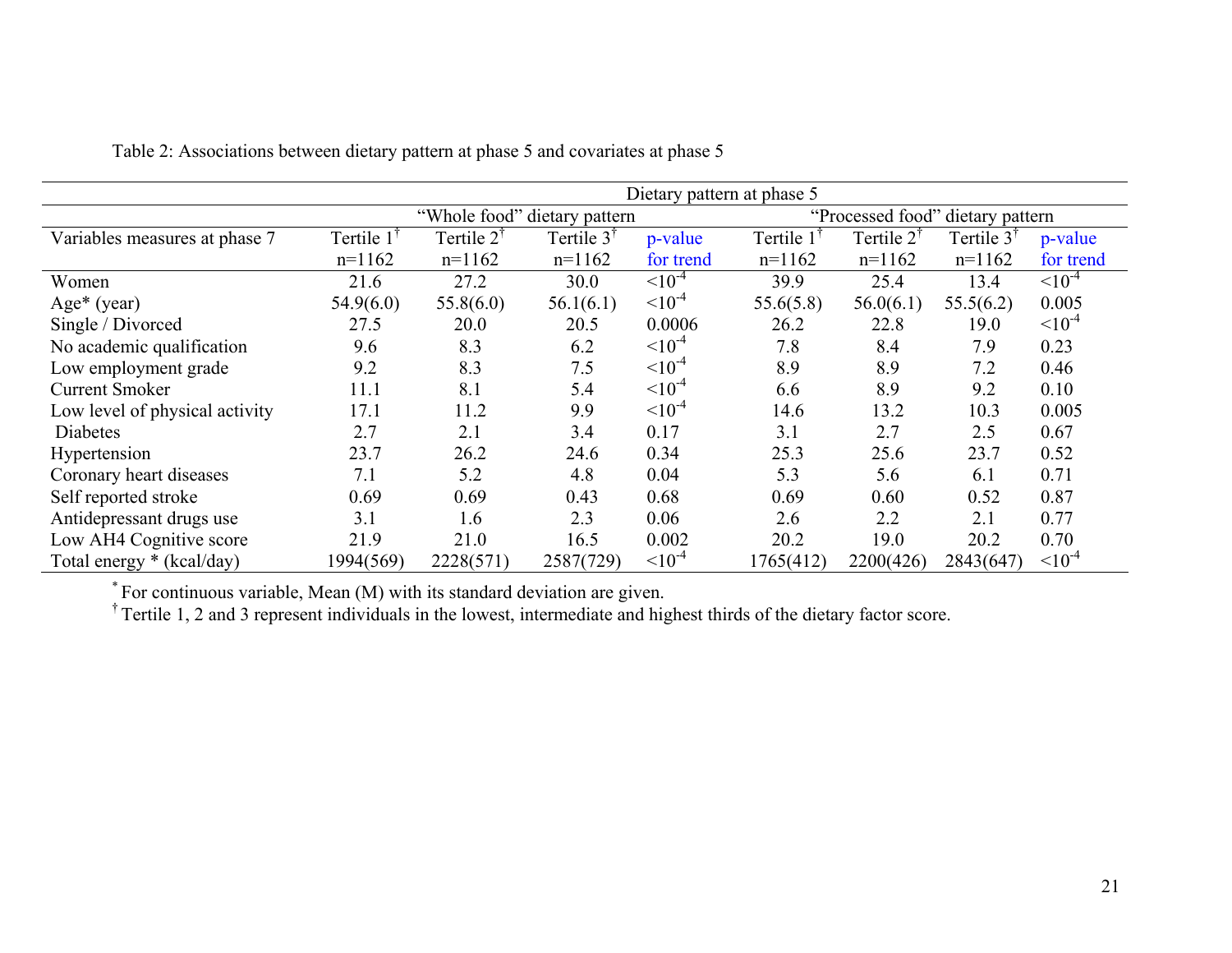Table 2: Associations between dietary pattern at phase 5 and covariates at phase 5

| | Dietary pattern at phase 5 | | | | | | | |
|---|---|---|---|---|---|---|---|---|
| | "Whole food" dietary pattern | | | | "Processed food" dietary pattern | | | |
| Variables measures at phase 7 | Tertile 1† n=1162 | Tertile 2† n=1162 | Tertile 3† n=1162 | p-value for trend | Tertile 1† n=1162 | Tertile 2† n=1162 | Tertile 3† n=1162 | p-value for trend |
| Women | 21.6 | 27.2 | 30.0 | $<10^{-4}$ | 39.9 | 25.4 | 13.4 | $<10^{-4}$ |
| Age* (year) | 54.9(6.0) | 55.8(6.0) | 56.1(6.1) | $<10^{-4}$ | 55.6(5.8) | 56.0(6.1) | 55.5(6.2) | 0.005 |
| Single / Divorced | 27.5 | 20.0 | 20.5 | 0.0006 | 26.2 | 22.8 | 19.0 | $<10^{-4}$ |
| No academic qualification | 9.6 | 8.3 | 6.2 | $<10^{-4}$ | 7.8 | 8.4 | 7.9 | 0.23 |
| Low employment grade | 9.2 | 8.3 | 7.5 | $<10^{-4}$ | 8.9 | 8.9 | 7.2 | 0.46 |
| Current Smoker | 11.1 | 8.1 | 5.4 | $<10^{-4}$ | 6.6 | 8.9 | 9.2 | 0.10 |
| Low level of physical activity | 17.1 | 11.2 | 9.9 | $<10^{-4}$ | 14.6 | 13.2 | 10.3 | 0.005 |
| Diabetes | 2.7 | 2.1 | 3.4 | 0.17 | 3.1 | 2.7 | 2.5 | 0.67 |
| Hypertension | 23.7 | 26.2 | 24.6 | 0.34 | 25.3 | 25.6 | 23.7 | 0.52 |
| Coronary heart diseases | 7.1 | 5.2 | 4.8 | 0.04 | 5.3 | 5.6 | 6.1 | 0.71 |
| Self reported stroke | 0.69 | 0.69 | 0.43 | 0.68 | 0.69 | 0.60 | 0.52 | 0.87 |
| Antidepressant drugs use | 3.1 | 1.6 | 2.3 | 0.06 | 2.6 | 2.2 | 2.1 | 0.77 |
| Low AH4 Cognitive score | 21.9 | 21.0 | 16.5 | 0.002 | 20.2 | 19.0 | 20.2 | 0.70 |
| Total energy * (kcal/day) | 1994(569) | 2228(571) | 2587(729) | $<10^{-4}$ | 1765(412) | 2200(426) | 2843(647) | $<10^{-4}$ |

\* For continuous variable, Mean (M) with its standard deviation are given.

† Tertile 1, 2 and 3 represent individuals in the lowest, intermediate and highest thirds of the dietary factor score.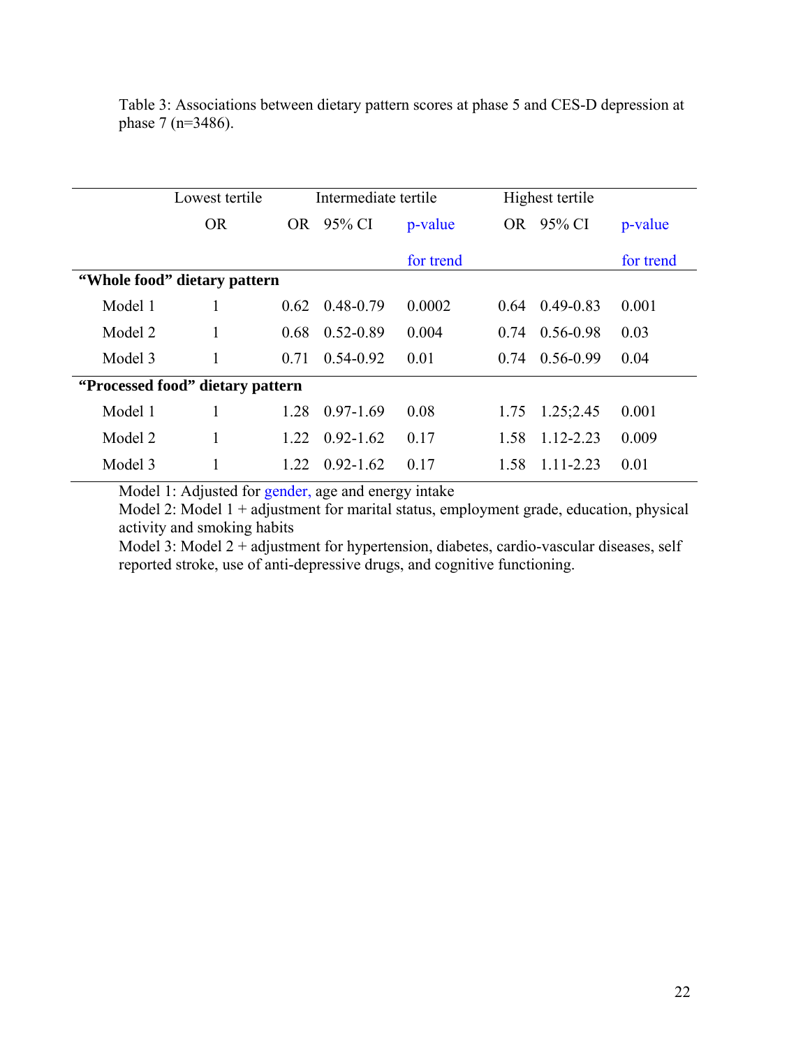Table 3: Associations between dietary pattern scores at phase 5 and CES-D depression at phase 7 (n=3486).

| | Lowest tertile | Intermediate tertile | | | Highest tertile | | |
|---|---|---|---|---|---|---|---|
| | OR | OR | 95% CI | p-value for trend | OR | 95% CI | p-value for trend |
| **"Whole food" dietary pattern** | | | | | | | |
| Model 1 | 1 | 0.62 | 0.48-0.79 | 0.0002 | 0.64 | 0.49-0.83 | 0.001 |
| Model 2 | 1 | 0.68 | 0.52-0.89 | 0.004 | 0.74 | 0.56-0.98 | 0.03 |
| Model 3 | 1 | 0.71 | 0.54-0.92 | 0.01 | 0.74 | 0.56-0.99 | 0.04 |
| **"Processed food" dietary pattern** | | | | | | | |
| Model 1 | 1 | 1.28 | 0.97-1.69 | 0.08 | 1.75 | 1.25;2.45 | 0.001 |
| Model 2 | 1 | 1.22 | 0.92-1.62 | 0.17 | 1.58 | 1.12-2.23 | 0.009 |
| Model 3 | 1 | 1.22 | 0.92-1.62 | 0.17 | 1.58 | 1.11-2.23 | 0.01 |

Model 1: Adjusted for gender, age and energy intake
Model 2: Model 1 + adjustment for marital status, employment grade, education, physical activity and smoking habits
Model 3: Model 2 + adjustment for hypertension, diabetes, cardio-vascular diseases, self reported stroke, use of anti-depressive drugs, and cognitive functioning.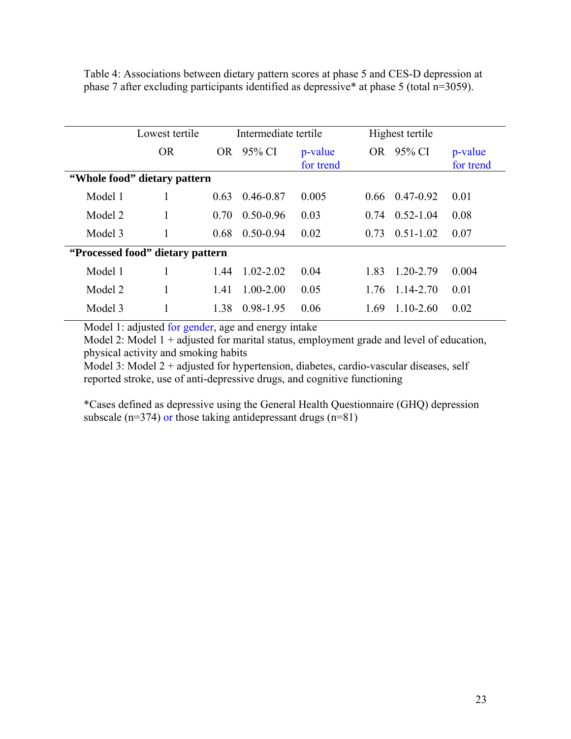Table 4: Associations between dietary pattern scores at phase 5 and CES-D depression at phase 7 after excluding participants identified as depressive* at phase 5 (total n=3059).

| | Lowest tertile | Intermediate tertile | | | Highest tertile | | |
|---|---|---|---|---|---|---|---|
| | OR | OR | 95% CI | p-value for trend | OR | 95% CI | p-value for trend |
| **“Whole food” dietary pattern** | | | | | | | |
| Model 1 | 1 | 0.63 | 0.46-0.87 | 0.005 | 0.66 | 0.47-0.92 | 0.01 |
| Model 2 | 1 | 0.70 | 0.50-0.96 | 0.03 | 0.74 | 0.52-1.04 | 0.08 |
| Model 3 | 1 | 0.68 | 0.50-0.94 | 0.02 | 0.73 | 0.51-1.02 | 0.07 |
| **“Processed food” dietary pattern** | | | | | | | |
| Model 1 | 1 | 1.44 | 1.02-2.02 | 0.04 | 1.83 | 1.20-2.79 | 0.004 |
| Model 2 | 1 | 1.41 | 1.00-2.00 | 0.05 | 1.76 | 1.14-2.70 | 0.01 |
| Model 3 | 1 | 1.38 | 0.98-1.95 | 0.06 | 1.69 | 1.10-2.60 | 0.02 |

Model 1: adjusted for gender, age and energy intake
Model 2: Model 1 + adjusted for marital status, employment grade and level of education, physical activity and smoking habits
Model 3: Model 2 + adjusted for hypertension, diabetes, cardio-vascular diseases, self reported stroke, use of anti-depressive drugs, and cognitive functioning

*Cases defined as depressive using the General Health Questionnaire (GHQ) depression subscale (n=374) or those taking antidepressant drugs (n=81)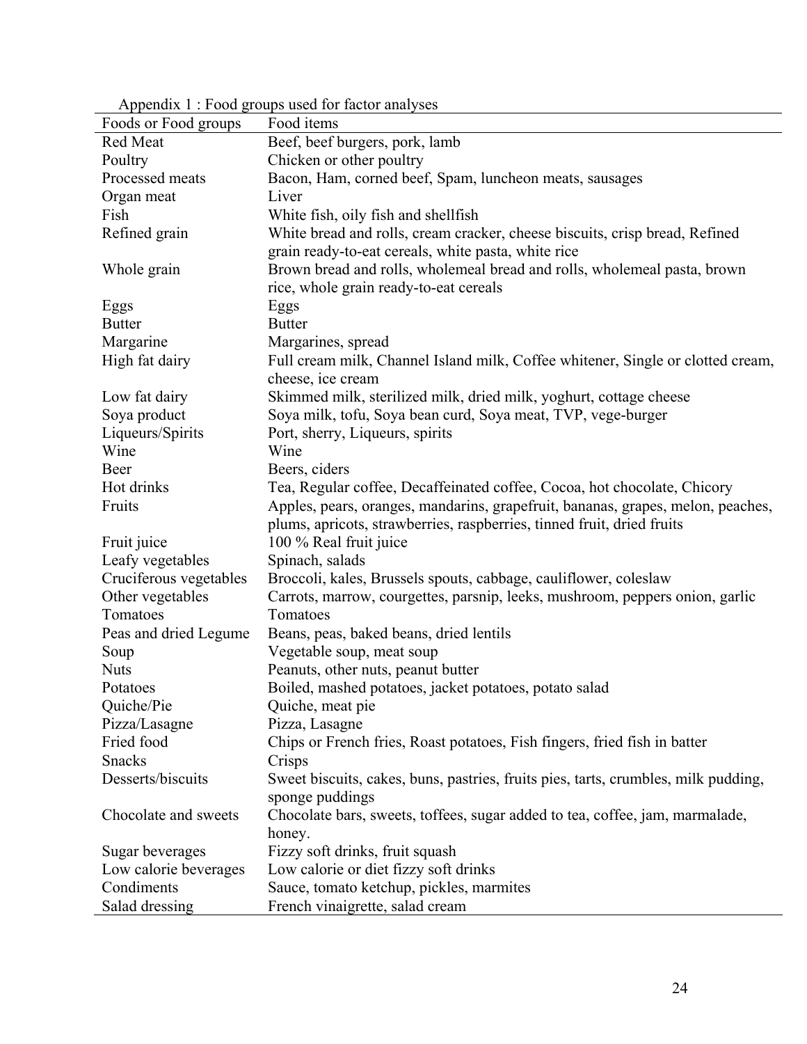Appendix 1 : Food groups used for factor analyses

| Foods or Food groups | Food items |
|---|---|
| Red Meat | Beef, beef burgers, pork, lamb |
| Poultry | Chicken or other poultry |
| Processed meats | Bacon, Ham, corned beef, Spam, luncheon meats, sausages |
| Organ meat | Liver |
| Fish | White fish, oily fish and shellfish |
| Refined grain | White bread and rolls, cream cracker, cheese biscuits, crisp bread, Refined grain ready-to-eat cereals, white pasta, white rice |
| Whole grain | Brown bread and rolls, wholemeal bread and rolls, wholemeal pasta, brown rice, whole grain ready-to-eat cereals |
| Eggs | Eggs |
| Butter | Butter |
| Margarine | Margarines, spread |
| High fat dairy | Full cream milk, Channel Island milk, Coffee whitener, Single or clotted cream, cheese, ice cream |
| Low fat dairy | Skimmed milk, sterilized milk, dried milk, yoghurt, cottage cheese |
| Soya product | Soya milk, tofu, Soya bean curd, Soya meat, TVP, vege-burger |
| Liqueurs/Spirits | Port, sherry, Liqueurs, spirits |
| Wine | Wine |
| Beer | Beers, ciders |
| Hot drinks | Tea, Regular coffee, Decaffeinated coffee, Cocoa, hot chocolate, Chicory |
| Fruits | Apples, pears, oranges, mandarins, grapefruit, bananas, grapes, melon, peaches, plums, apricots, strawberries, raspberries, tinned fruit, dried fruits |
| Fruit juice | 100 % Real fruit juice |
| Leafy vegetables | Spinach, salads |
| Cruciferous vegetables | Broccoli, kales, Brussels spouts, cabbage, cauliflower, coleslaw |
| Other vegetables | Carrots, marrow, courgettes, parsnip, leeks, mushroom, peppers onion, garlic |
| Tomatoes | Tomatoes |
| Peas and dried Legume | Beans, peas, baked beans, dried lentils |
| Soup | Vegetable soup, meat soup |
| Nuts | Peanuts, other nuts, peanut butter |
| Potatoes | Boiled, mashed potatoes, jacket potatoes, potato salad |
| Quiche/Pie | Quiche, meat pie |
| Pizza/Lasagne | Pizza, Lasagne |
| Fried food | Chips or French fries, Roast potatoes, Fish fingers, fried fish in batter |
| Snacks | Crisps |
| Desserts/biscuits | Sweet biscuits, cakes, buns, pastries, fruits pies, tarts, crumbles, milk pudding, sponge puddings |
| Chocolate and sweets | Chocolate bars, sweets, toffees, sugar added to tea, coffee, jam, marmalade, honey. |
| Sugar beverages | Fizzy soft drinks, fruit squash |
| Low calorie beverages | Low calorie or diet fizzy soft drinks |
| Condiments | Sauce, tomato ketchup, pickles, marmites |
| Salad dressing | French vinaigrette, salad cream |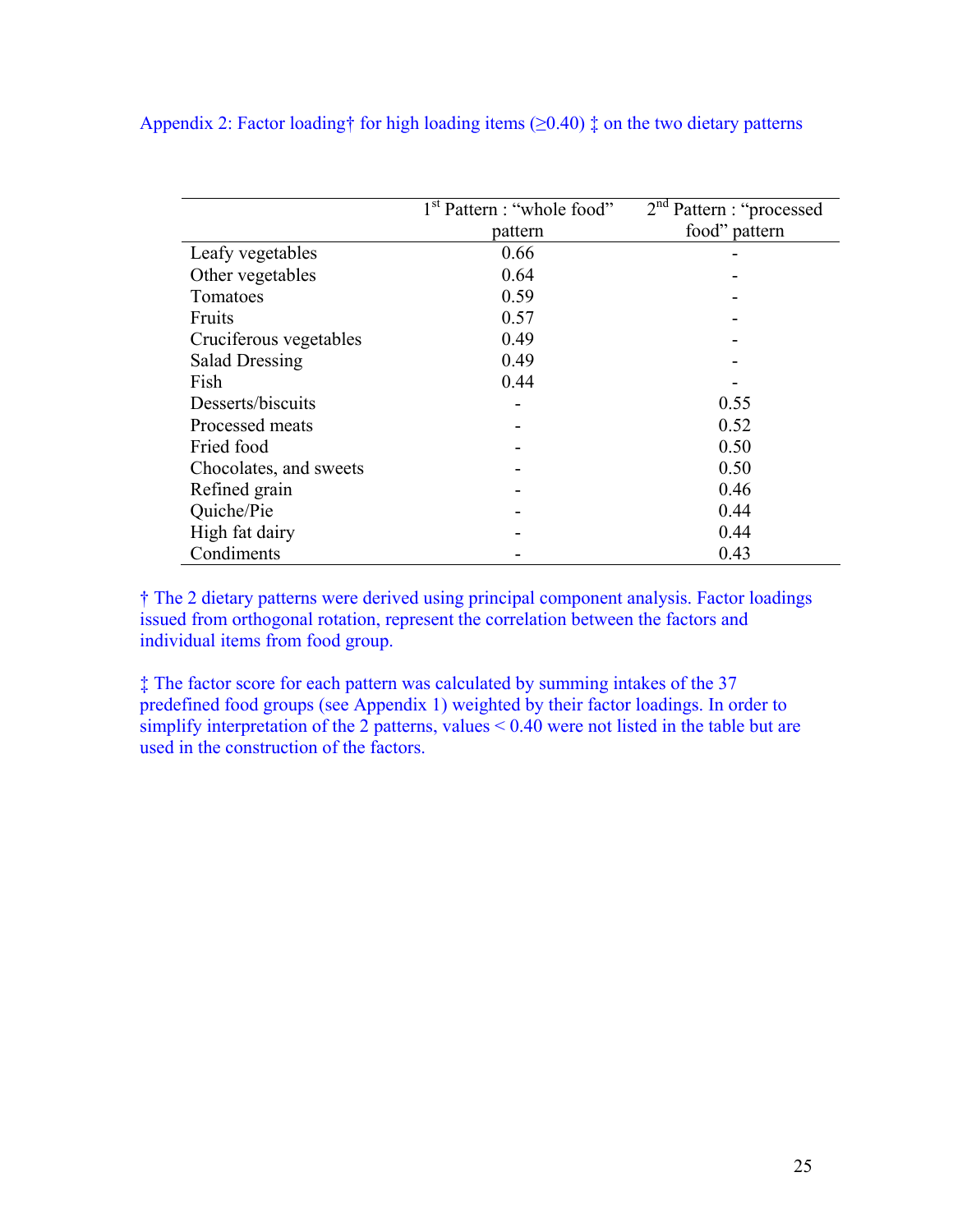Appendix 2: Factor loading† for high loading items (≥0.40) ‡ on the two dietary patterns

| | 1st Pattern : "whole food" pattern | 2nd Pattern : "processed food" pattern |
|---|---|---|
| Leafy vegetables | 0.66 | - |
| Other vegetables | 0.64 | - |
| Tomatoes | 0.59 | - |
| Fruits | 0.57 | - |
| Cruciferous vegetables | 0.49 | - |
| Salad Dressing | 0.49 | - |
| Fish | 0.44 | - |
| Desserts/biscuits | - | 0.55 |
| Processed meats | - | 0.52 |
| Fried food | - | 0.50 |
| Chocolates, and sweets | - | 0.50 |
| Refined grain | - | 0.46 |
| Quiche/Pie | - | 0.44 |
| High fat dairy | - | 0.44 |
| Condiments | - | 0.43 |

† The 2 dietary patterns were derived using principal component analysis. Factor loadings issued from orthogonal rotation, represent the correlation between the factors and individual items from food group.

‡ The factor score for each pattern was calculated by summing intakes of the 37 predefined food groups (see Appendix 1) weighted by their factor loadings. In order to simplify interpretation of the 2 patterns, values < 0.40 were not listed in the table but are used in the construction of the factors.